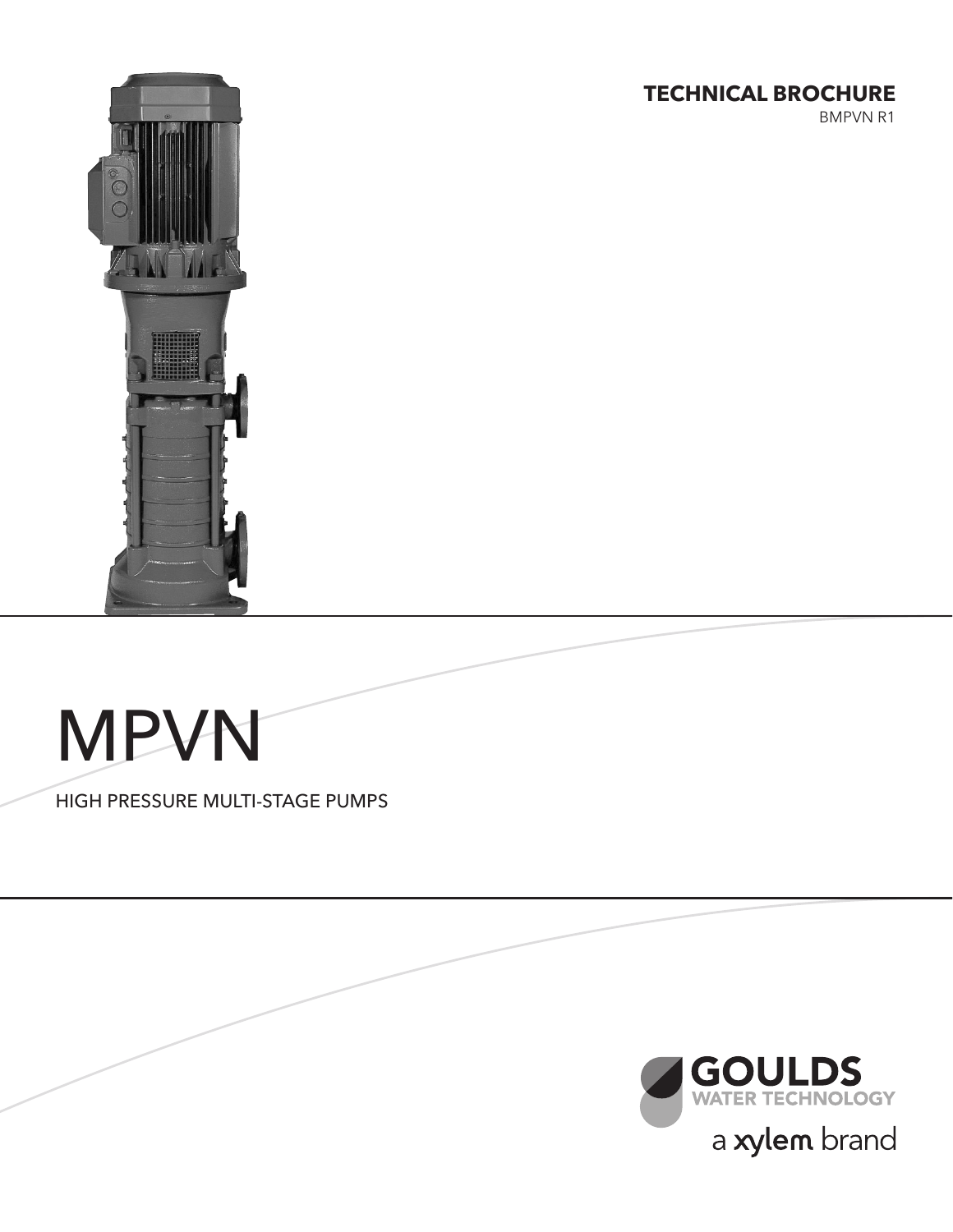**TECHNICAL BROCHURE**

BMPVN R1

# MPVN

HIGH PRESSURE MULTI-STAGE PUMPS

GOULDS WATER TECHNOLOGY

a xylem brand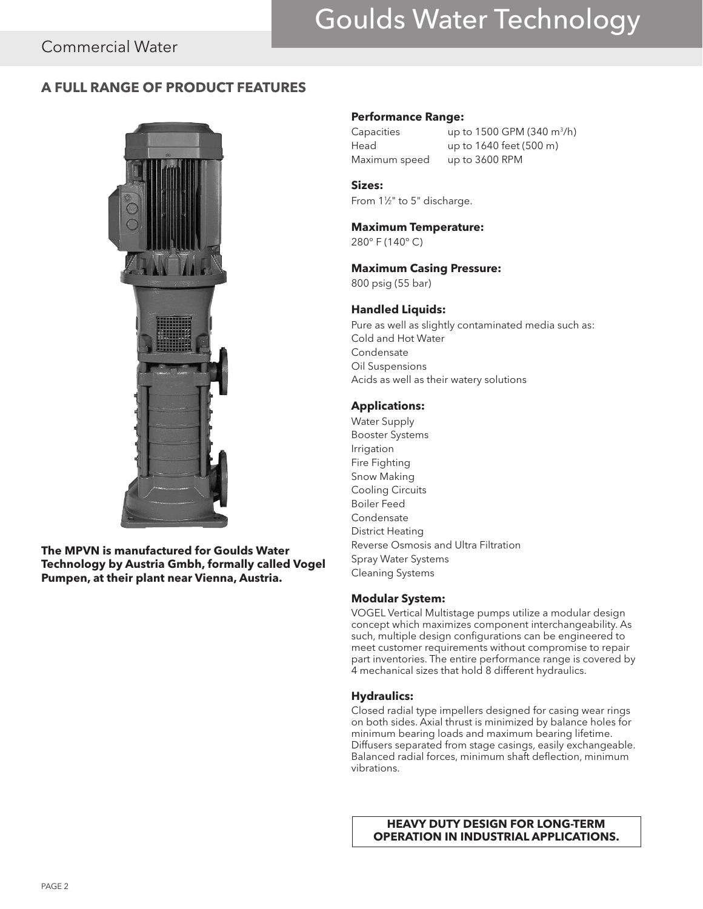## A FULL RANGE OF PRODUCT FEATURES

**The MPVN is manufactured for Goulds Water Technology by Austria Gmbh, formally called Vogel Pumpen, at their plant near Vienna, Austria.**

**Performance Range:**

| | |
|---|---|
| Capacities | up to 1500 GPM (340 $m^3$/h) |
| Head | up to 1640 feet (500 m) |
| Maximum speed | up to 3600 RPM |

**Sizes:**

From 1½" to 5" discharge.

**Maximum Temperature:**

280° F (140° C)

**Maximum Casing Pressure:**

800 psig (55 bar)

**Handled Liquids:**

Pure as well as slightly contaminated media such as:
Cold and Hot Water
Condensate
Oil Suspensions
Acids as well as their watery solutions

**Applications:**

Water Supply
Booster Systems
Irrigation
Fire Fighting
Snow Making
Cooling Circuits
Boiler Feed
Condensate
District Heating
Reverse Osmosis and Ultra Filtration
Spray Water Systems
Cleaning Systems

**Modular System:**

VOGEL Vertical Multistage pumps utilize a modular design concept which maximizes component interchangeability. As such, multiple design configurations can be engineered to meet customer requirements without compromise to repair part inventories. The entire performance range is covered by 4 mechanical sizes that hold 8 different hydraulics.

**Hydraulics:**

Closed radial type impellers designed for casing wear rings on both sides. Axial thrust is minimized by balance holes for minimum bearing loads and maximum bearing lifetime. Diffusers separated from stage casings, easily exchangeable. Balanced radial forces, minimum shaft deflection, minimum vibrations.

**HEAVY DUTY DESIGN FOR LONG-TERM OPERATION IN INDUSTRIAL APPLICATIONS.**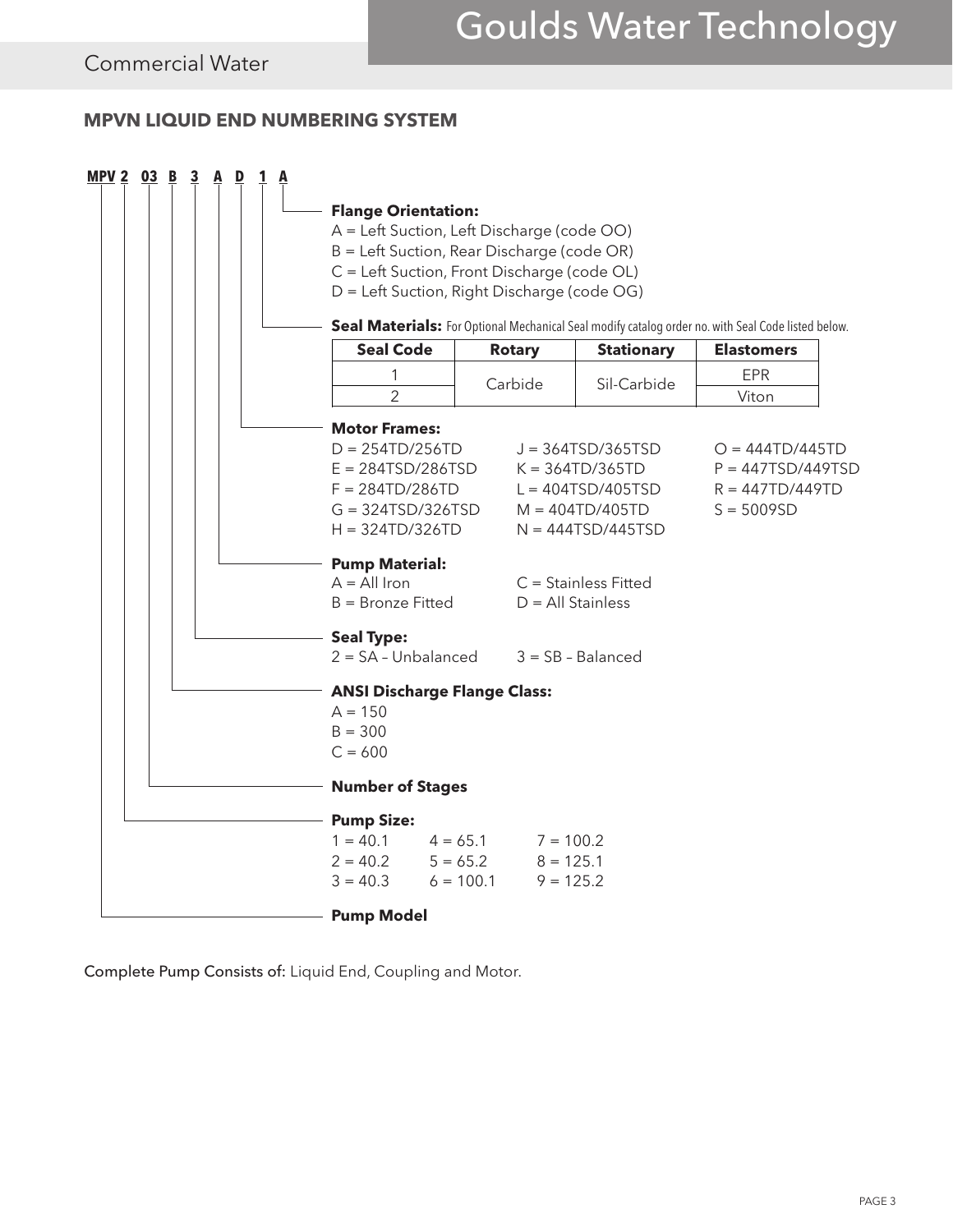## MPVN LIQUID END NUMBERING SYSTEM

**MPV 2 03 B 3 A D 1 A**

**Flange Orientation:**
A = Left Suction, Left Discharge (code OO)
B = Left Suction, Rear Discharge (code OR)
C = Left Suction, Front Discharge (code OL)
D = Left Suction, Right Discharge (code OG)

**Seal Materials:** For Optional Mechanical Seal modify catalog order no. with Seal Code listed below.

| Seal Code | Rotary | Stationary | Elastomers |
|---|---|---|---|
| 1 | Carbide | Sil-Carbide | EPR |
| 2 | | | Viton |

**Motor Frames:**
D = 254TD/256TD
E = 284TSD/286TSD
F = 284TD/286TD
G = 324TSD/326TSD
H = 324TD/326TD
J = 364TSD/365TSD
K = 364TD/365TD
L = 404TSD/405TSD
M = 404TD/405TD
N = 444TSD/445TSD
O = 444TD/445TD
P = 447TSD/449TSD
R = 447TD/449TD
S = 5009SD

**Pump Material:**
A = All Iron
B = Bronze Fitted
C = Stainless Fitted
D = All Stainless

**Seal Type:**
2 = SA – Unbalanced
3 = SB – Balanced

**ANSI Discharge Flange Class:**
A = 150
B = 300
C = 600

**Number of Stages**

**Pump Size:**
1 = 40.1
2 = 40.2
3 = 40.3
4 = 65.1
5 = 65.2
6 = 100.1
7 = 100.2
8 = 125.1
9 = 125.2

**Pump Model**

Complete Pump Consists of: Liquid End, Coupling and Motor.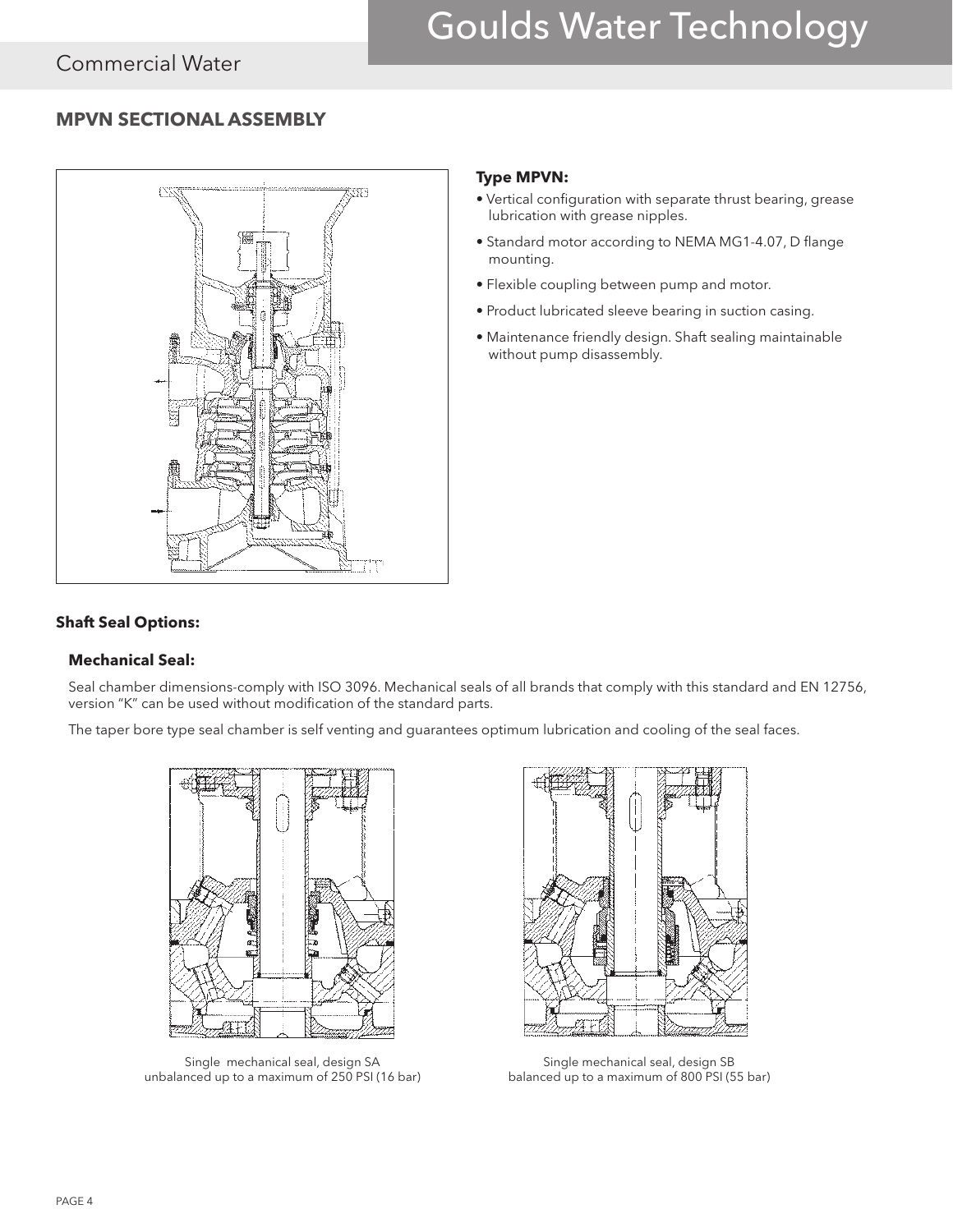## MPVN SECTIONAL ASSEMBLY

**Type MPVN:**

- Vertical configuration with separate thrust bearing, grease lubrication with grease nipples.
- Standard motor according to NEMA MG1-4.07, D flange mounting.
- Flexible coupling between pump and motor.
- Product lubricated sleeve bearing in suction casing.
- Maintenance friendly design. Shaft sealing maintainable without pump disassembly.

**Shaft Seal Options:**

**Mechanical Seal:**

Seal chamber dimensions-comply with ISO 3096. Mechanical seals of all brands that comply with this standard and EN 12756, version "K" can be used without modification of the standard parts.

The taper bore type seal chamber is self venting and guarantees optimum lubrication and cooling of the seal faces.

Single mechanical seal, design SA
unbalanced up to a maximum of 250 PSI (16 bar)

Single mechanical seal, design SB
balanced up to a maximum of 800 PSI (55 bar)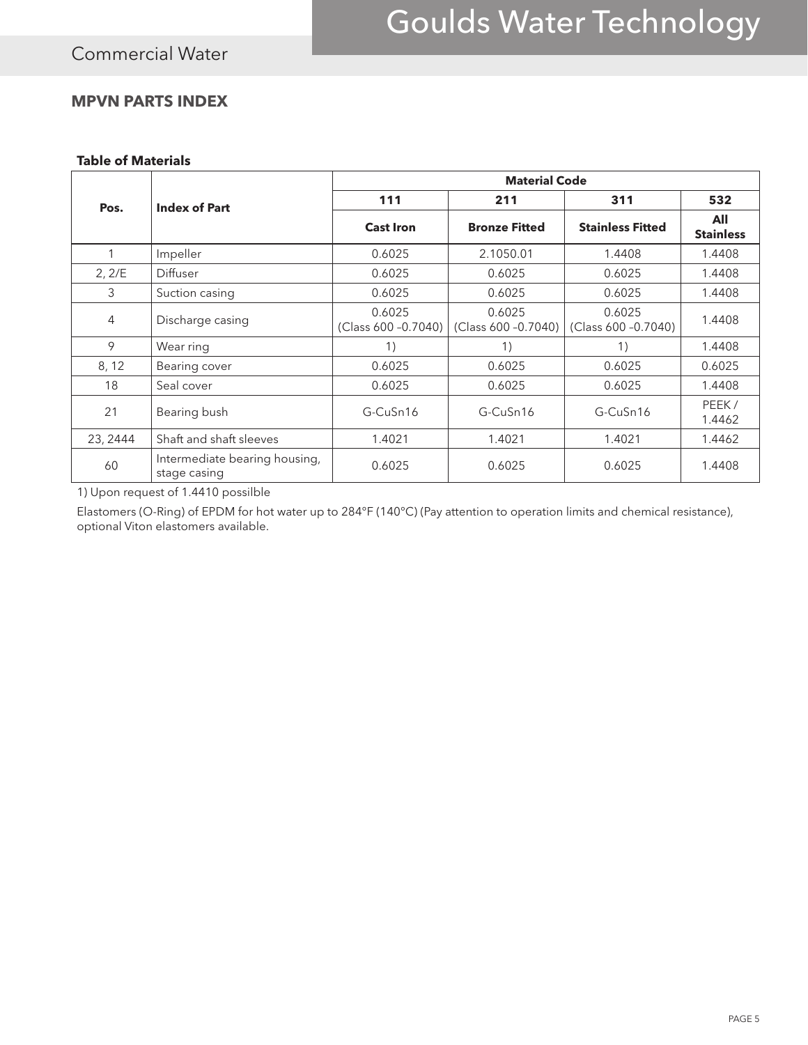## MPVN PARTS INDEX

**Table of Materials**

| Pos. | Index of Part | Material Code | | | |
|---|---|---|---|---|---|
| | | **111** | **211** | **311** | **532** |
| | | **Cast Iron** | **Bronze Fitted** | **Stainless Fitted** | **All Stainless** |
| 1 | Impeller | 0.6025 | 2.1050.01 | 1.4408 | 1.4408 |
| 2, 2/E | Diffuser | 0.6025 | 0.6025 | 0.6025 | 1.4408 |
| 3 | Suction casing | 0.6025 | 0.6025 | 0.6025 | 1.4408 |
| 4 | Discharge casing | 0.6025 (Class 600 –0.7040) | 0.6025 (Class 600 –0.7040) | 0.6025 (Class 600 –0.7040) | 1.4408 |
| 9 | Wear ring | 1) | 1) | 1) | 1.4408 |
| 8, 12 | Bearing cover | 0.6025 | 0.6025 | 0.6025 | 0.6025 |
| 18 | Seal cover | 0.6025 | 0.6025 | 0.6025 | 1.4408 |
| 21 | Bearing bush | G-CuSn16 | G-CuSn16 | G-CuSn16 | PEEK / 1.4462 |
| 23, 2444 | Shaft and shaft sleeves | 1.4021 | 1.4021 | 1.4021 | 1.4462 |
| 60 | Intermediate bearing housing, stage casing | 0.6025 | 0.6025 | 0.6025 | 1.4408 |

1) Upon request of 1.4410 possilble

Elastomers (O-Ring) of EPDM for hot water up to 284°F (140°C) (Pay attention to operation limits and chemical resistance), optional Viton elastomers available.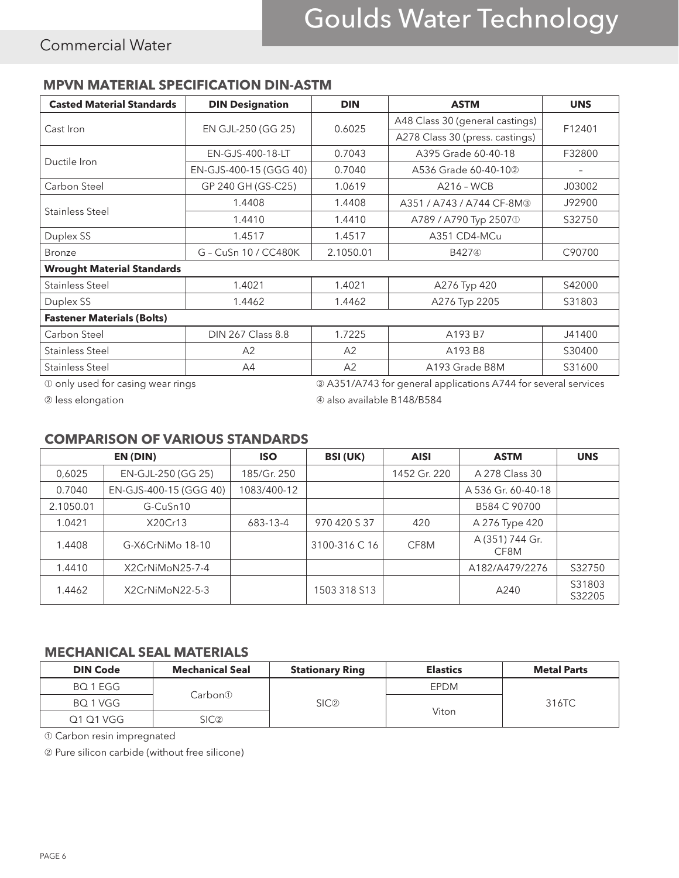Commercial Water

## MPVN MATERIAL SPECIFICATION DIN-ASTM

| Casted Material Standards | DIN Designation | DIN | ASTM | UNS |
|---|---|---|---|---|
| Cast Iron | EN GJL-250 (GG 25) | 0.6025 | A48 Class 30 (general castings) | F12401 |
| | | | A278 Class 30 (press. castings) | |
| Ductile Iron | EN-GJS-400-18-LT | 0.7043 | A395 Grade 60-40-18 | F32800 |
| | EN-GJS-400-15 (GGG 40) | 0.7040 | A536 Grade 60-40-10② | – |
| Carbon Steel | GP 240 GH (GS-C25) | 1.0619 | A216 – WCB | J03002 |
| Stainless Steel | 1.4408 | 1.4408 | A351 / A743 / A744 CF-8M③ | J92900 |
| | 1.4410 | 1.4410 | A789 / A790 Typ 2507① | S32750 |
| Duplex SS | 1.4517 | 1.4517 | A351 CD4-MCu | |
| Bronze | G – CuSn 10 / CC480K | 2.1050.01 | B427④ | C90700 |
| **Wrought Material Standards** | | | | |
| Stainless Steel | 1.4021 | 1.4021 | A276 Typ 420 | S42000 |
| Duplex SS | 1.4462 | 1.4462 | A276 Typ 2205 | S31803 |
| **Fastener Materials (Bolts)** | | | | |
| Carbon Steel | DIN 267 Class 8.8 | 1.7225 | A193 B7 | J41400 |
| Stainless Steel | A2 | A2 | A193 B8 | S30400 |
| Stainless Steel | A4 | A2 | A193 Grade B8M | S31600 |

① only used for casing wear rings

② less elongation

③ A351/A743 for general applications A744 for several services

④ also available B148/B584

## COMPARISON OF VARIOUS STANDARDS

| EN (DIN) | | ISO | BSI (UK) | AISI | ASTM | UNS |
|---|---|---|---|---|---|---|
| 0,6025 | EN-GJL-250 (GG 25) | 185/Gr. 250 | | 1452 Gr. 220 | A 278 Class 30 | |
| 0.7040 | EN-GJS-400-15 (GGG 40) | 1083/400-12 | | | A 536 Gr. 60-40-18 | |
| 2.1050.01 | G-CuSn10 | | | | B584 C 90700 | |
| 1.0421 | X20Cr13 | 683-13-4 | 970 420 S 37 | 420 | A 276 Type 420 | |
| 1.4408 | G-X6CrNiMo 18-10 | | 3100-316 C 16 | CF8M | A (351) 744 Gr. CF8M | |
| 1.4410 | X2CrNiMoN25-7-4 | | | | A182/A479/2276 | S32750 |
| 1.4462 | X2CrNiMoN22-5-3 | | 1503 318 S13 | | A240 | S31803 S32205 |

## MECHANICAL SEAL MATERIALS

| DIN Code | Mechanical Seal | Stationary Ring | Elastics | Metal Parts |
|---|---|---|---|---|
| BQ 1 EGG | Carbon① | SIC② | EPDM | 316TC |
| BQ 1 VGG | | | Viton | |
| Q1 Q1 VGG | SIC② | | | |

① Carbon resin impregnated

② Pure silicon carbide (without free silicone)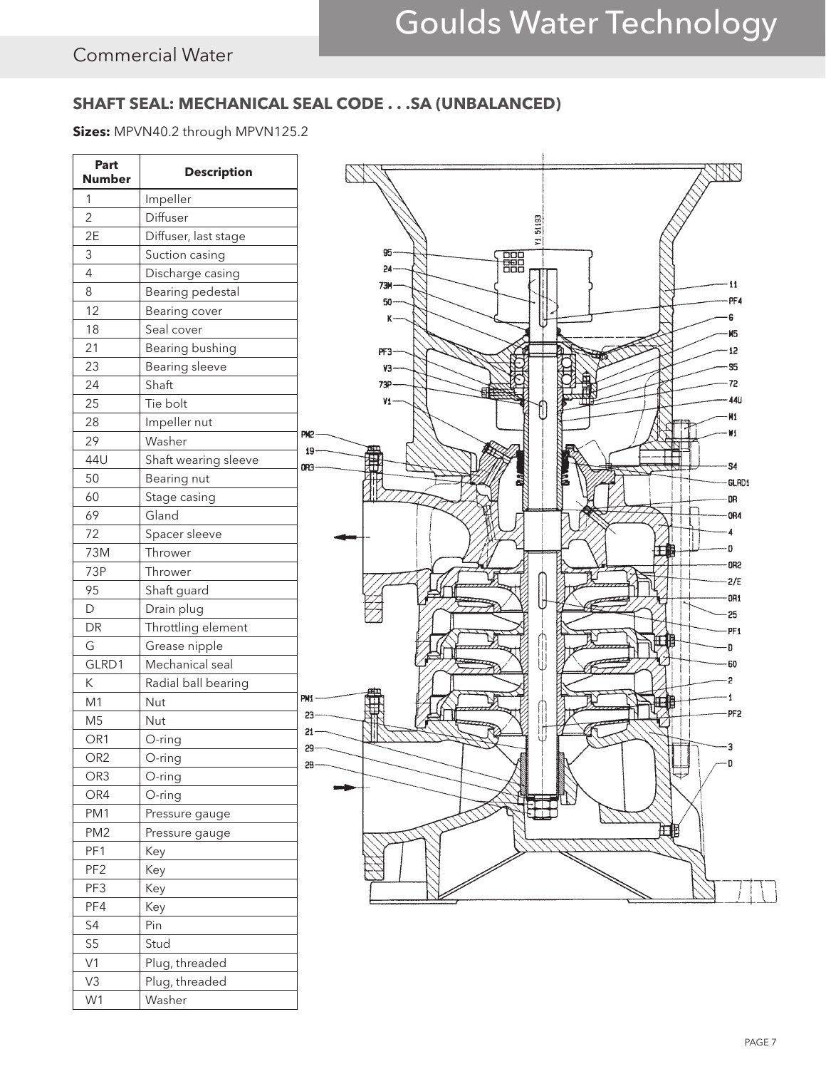## SHAFT SEAL: MECHANICAL SEAL CODE . . .SA (UNBALANCED)

**Sizes:** MPVN40.2 through MPVN125.2

| Part Number | Description |
|---|---|
| 1 | Impeller |
| 2 | Diffuser |
| 2E | Diffuser, last stage |
| 3 | Suction casing |
| 4 | Discharge casing |
| 8 | Bearing pedestal |
| 12 | Bearing cover |
| 18 | Seal cover |
| 21 | Bearing bushing |
| 23 | Bearing sleeve |
| 24 | Shaft |
| 25 | Tie bolt |
| 28 | Impeller nut |
| 29 | Washer |
| 44U | Shaft wearing sleeve |
| 50 | Bearing nut |
| 60 | Stage casing |
| 69 | Gland |
| 72 | Spacer sleeve |
| 73M | Thrower |
| 73P | Thrower |
| 95 | Shaft guard |
| D | Drain plug |
| DR | Throttling element |
| G | Grease nipple |
| GLRD1 | Mechanical seal |
| K | Radial ball bearing |
| M1 | Nut |
| M5 | Nut |
| OR1 | O-ring |
| OR2 | O-ring |
| OR3 | O-ring |
| OR4 | O-ring |
| PM1 | Pressure gauge |
| PM2 | Pressure gauge |
| PF1 | Key |
| PF2 | Key |
| PF3 | Key |
| PF4 | Key |
| S4 | Pin |
| S5 | Stud |
| V1 | Plug, threaded |
| V3 | Plug, threaded |
| W1 | Washer |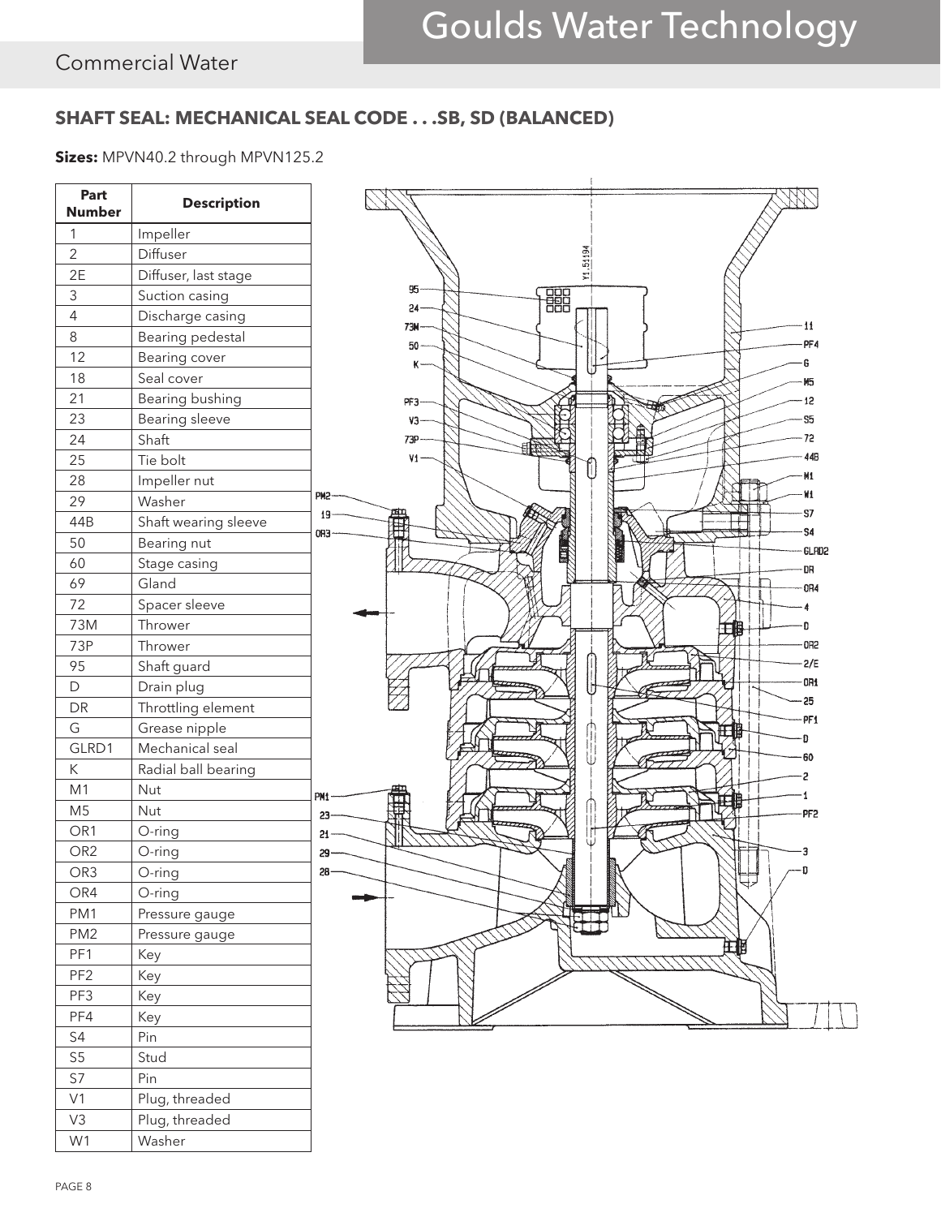## SHAFT SEAL: MECHANICAL SEAL CODE . . .SB, SD (BALANCED)

**Sizes:** MPVN40.2 through MPVN125.2

| Part Number | Description |
|---|---|
| 1 | Impeller |
| 2 | Diffuser |
| 2E | Diffuser, last stage |
| 3 | Suction casing |
| 4 | Discharge casing |
| 8 | Bearing pedestal |
| 12 | Bearing cover |
| 18 | Seal cover |
| 21 | Bearing bushing |
| 23 | Bearing sleeve |
| 24 | Shaft |
| 25 | Tie bolt |
| 28 | Impeller nut |
| 29 | Washer |
| 44B | Shaft wearing sleeve |
| 50 | Bearing nut |
| 60 | Stage casing |
| 69 | Gland |
| 72 | Spacer sleeve |
| 73M | Thrower |
| 73P | Thrower |
| 95 | Shaft guard |
| D | Drain plug |
| DR | Throttling element |
| G | Grease nipple |
| GLRD1 | Mechanical seal |
| K | Radial ball bearing |
| M1 | Nut |
| M5 | Nut |
| OR1 | O-ring |
| OR2 | O-ring |
| OR3 | O-ring |
| OR4 | O-ring |
| PM1 | Pressure gauge |
| PM2 | Pressure gauge |
| PF1 | Key |
| PF2 | Key |
| PF3 | Key |
| PF4 | Key |
| S4 | Pin |
| S5 | Stud |
| S7 | Pin |
| V1 | Plug, threaded |
| V3 | Plug, threaded |
| W1 | Washer |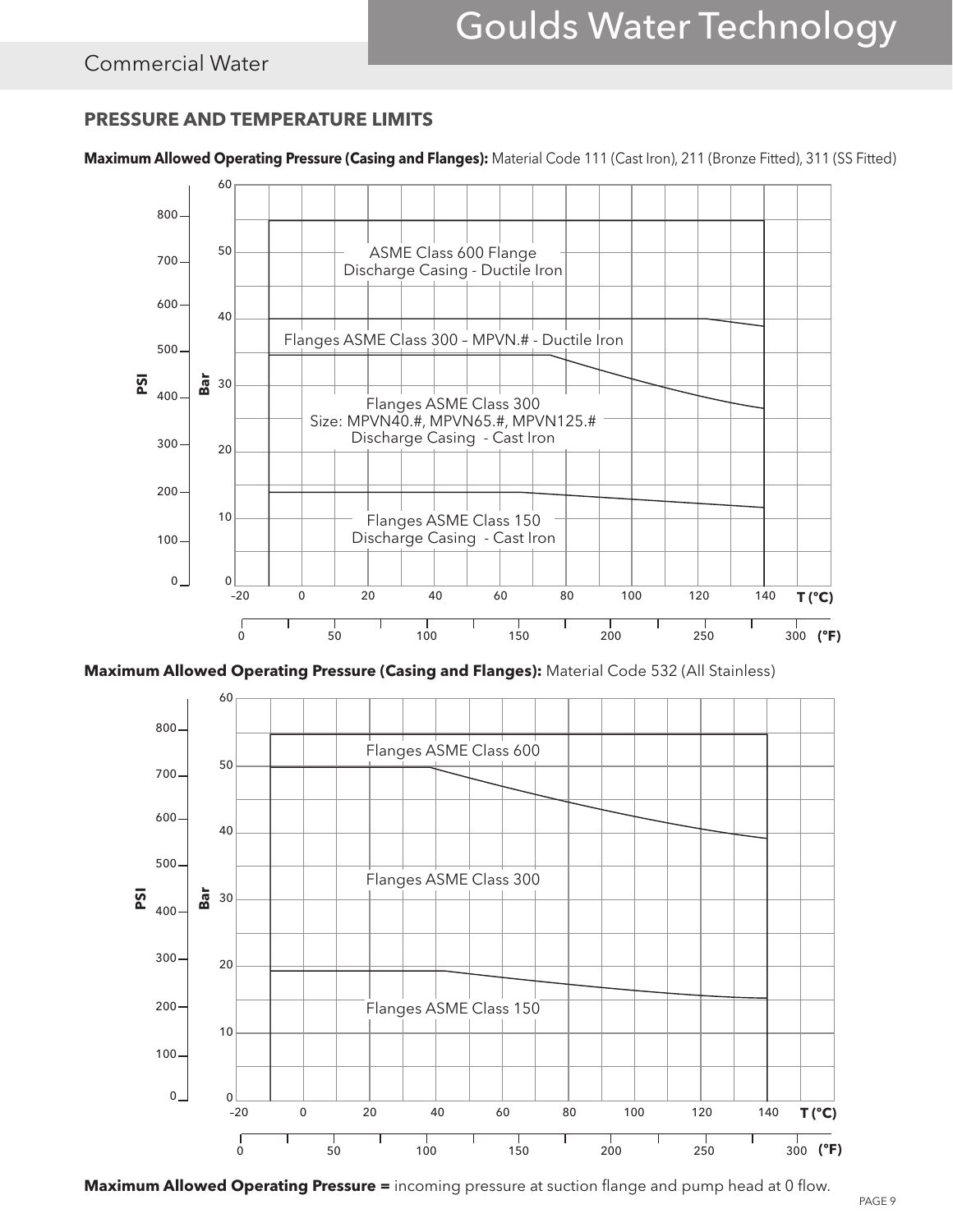## PRESSURE AND TEMPERATURE LIMITS

**Maximum Allowed Operating Pressure (Casing and Flanges):** Material Code 111 (Cast Iron), 211 (Bronze Fitted), 311 (SS Fitted)

ASME Class 600 Flange
Discharge Casing - Ductile Iron

Flanges ASME Class 300 – MPVN.# - Ductile Iron

Flanges ASME Class 300
Size: MPVN40.#, MPVN65.#, MPVN125.#
Discharge Casing - Cast Iron

Flanges ASME Class 150
Discharge Casing - Cast Iron

PSI | Bar | T (°C) | (°F)

**Maximum Allowed Operating Pressure (Casing and Flanges):** Material Code 532 (All Stainless)

Flanges ASME Class 600

Flanges ASME Class 300

Flanges ASME Class 150

PSI | Bar | T (°C) | (°F)

**Maximum Allowed Operating Pressure =** incoming pressure at suction flange and pump head at 0 flow.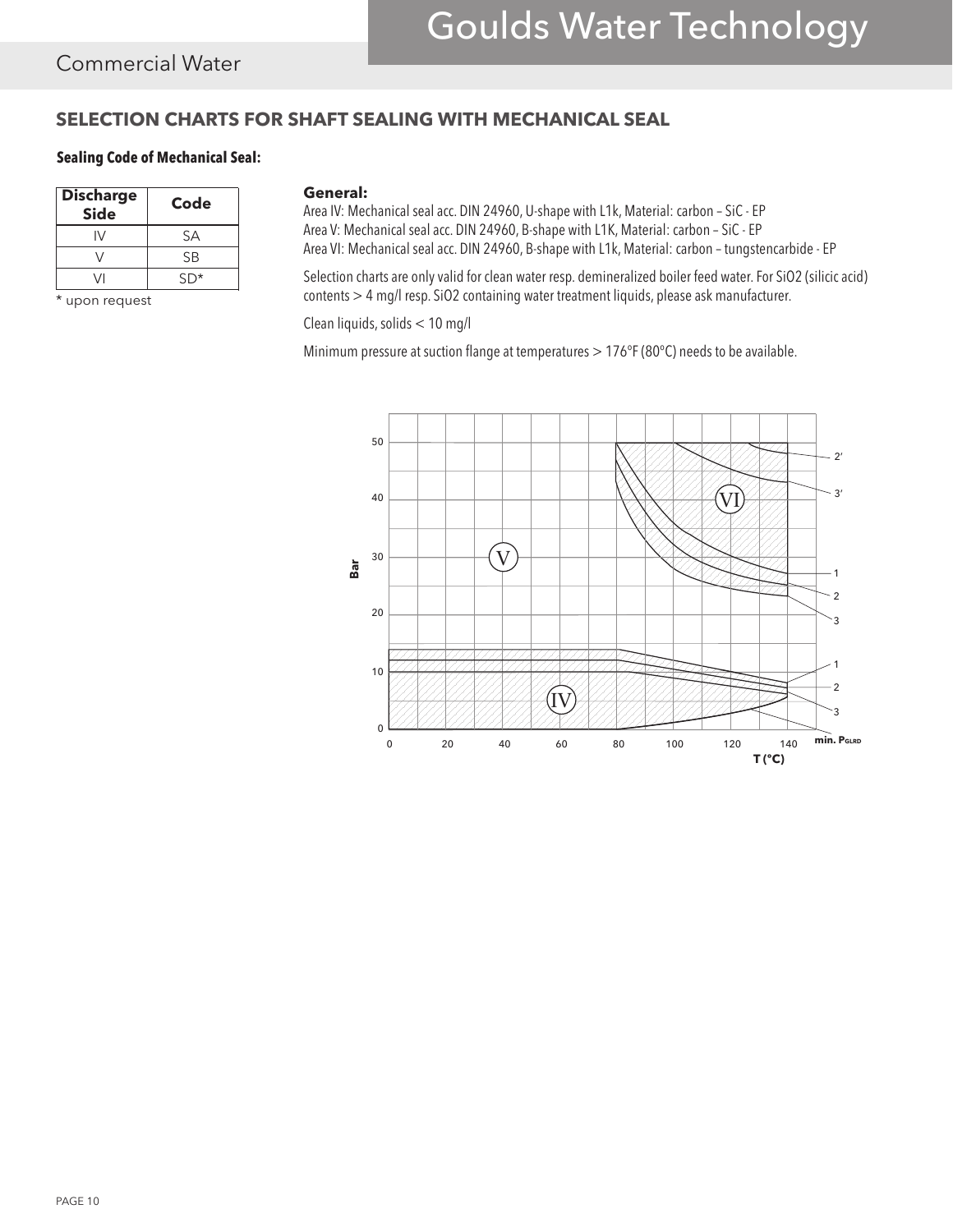## SELECTION CHARTS FOR SHAFT SEALING WITH MECHANICAL SEAL

### Sealing Code of Mechanical Seal:

| Discharge Side | Code |
|---|---|
| IV | SA |
| V | SB |
| VI | SD* |

* upon request

**General:**

Area IV: Mechanical seal acc. DIN 24960, U-shape with L1k, Material: carbon – SiC - EP
Area V: Mechanical seal acc. DIN 24960, B-shape with L1K, Material: carbon – SiC - EP
Area VI: Mechanical seal acc. DIN 24960, B-shape with L1k, Material: carbon – tungstencarbide - EP

Selection charts are only valid for clean water resp. demineralized boiler feed water. For SiO2 (silicic acid) contents > 4 mg/l resp. SiO2 containing water treatment liquids, please ask manufacturer.

Clean liquids, solids < 10 mg/l

Minimum pressure at suction flange at temperatures > 176°F (80°C) needs to be available.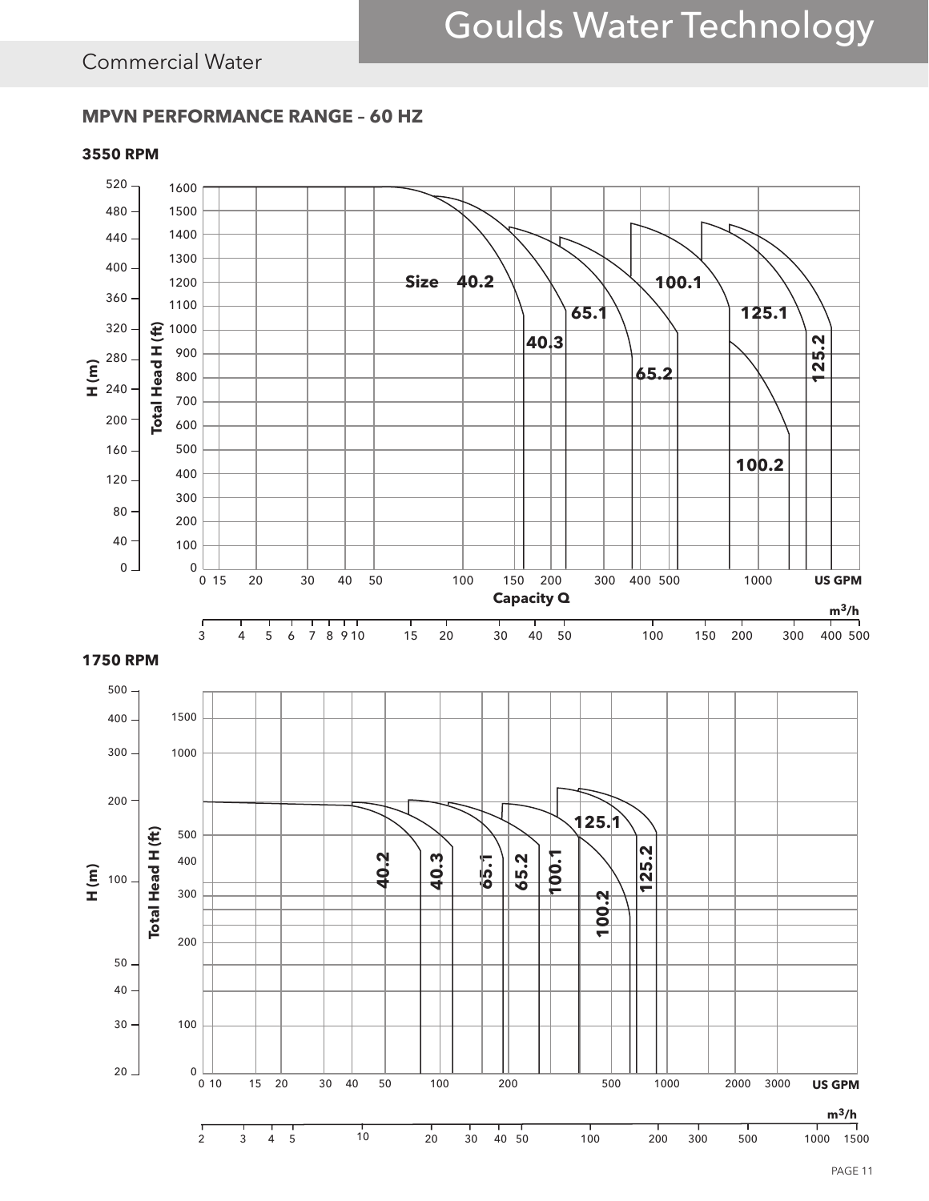## MPVN PERFORMANCE RANGE – 60 HZ

### 3550 RPM

### 1750 RPM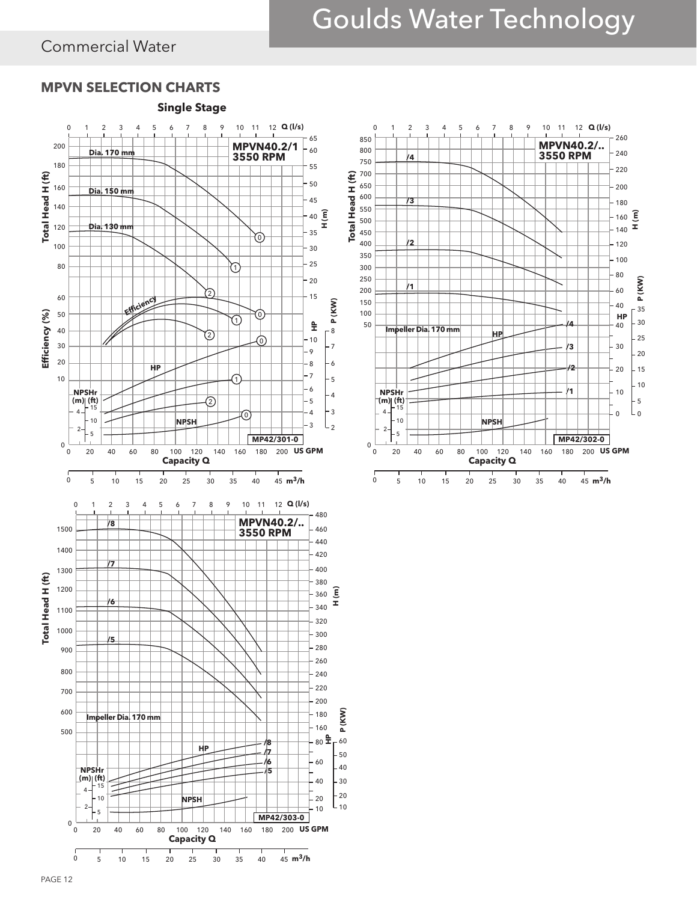## MPVN SELECTION CHARTS

### Single Stage

MPVN40.2/1
3550 RPM

Dia. 170 mm
Dia. 150 mm
Dia. 130 mm
Efficiency
HP
NPSHr (m) (ft)
NPSH

MP42/301-0

Capacity Q

MPVN40.2/..
3550 RPM

/4
/3
/2
/1

Impeller Dia. 170 mm
HP
NPSHr (m) (ft)
NPSH

MP42/302-0

Capacity Q

MPVN40.2/..
3550 RPM

/8
/7
/6
/5

Impeller Dia. 170 mm
HP
NPSHr (m) (ft)
NPSH

MP42/303-0

Capacity Q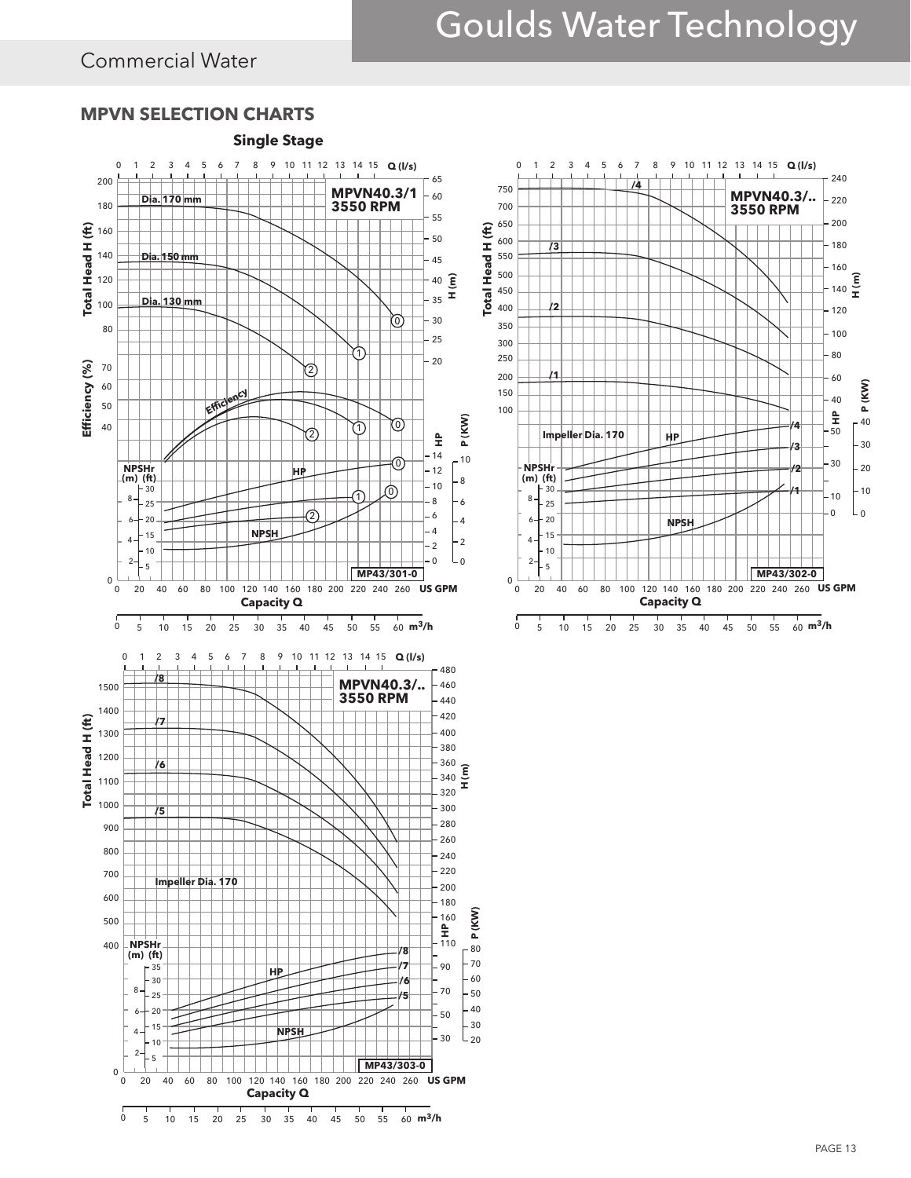## MPVN SELECTION CHARTS

### Single Stage

**MPVN40.3/1 3550 RPM**

Dia. 170 mm
Dia. 150 mm
Dia. 130 mm

Efficiency

HP

NPSH

NPSHr (m) (ft)

Total Head H (ft)

Efficiency (%)

H (m)

HP P (KW)

Q (l/s)

Capacity Q

US GPM

$m^3/h$

MP43/301-0

**MPVN40.3/.. 3550 RPM**

/4 /3 /2 /1

Impeller Dia. 170

HP

NPSH

NPSHr (m) (ft)

Total Head H (ft)

H (m)

HP P (KW)

Q (l/s)

Capacity Q

US GPM

$m^3/h$

MP43/302-0

**MPVN40.3/.. 3550 RPM**

/8 /7 /6 /5

Impeller Dia. 170

HP

NPSH

NPSHr (m) (ft)

Total Head H (ft)

H (m)

HP P (KW)

Q (l/s)

Capacity Q

US GPM

$m^3/h$

MP43/303-0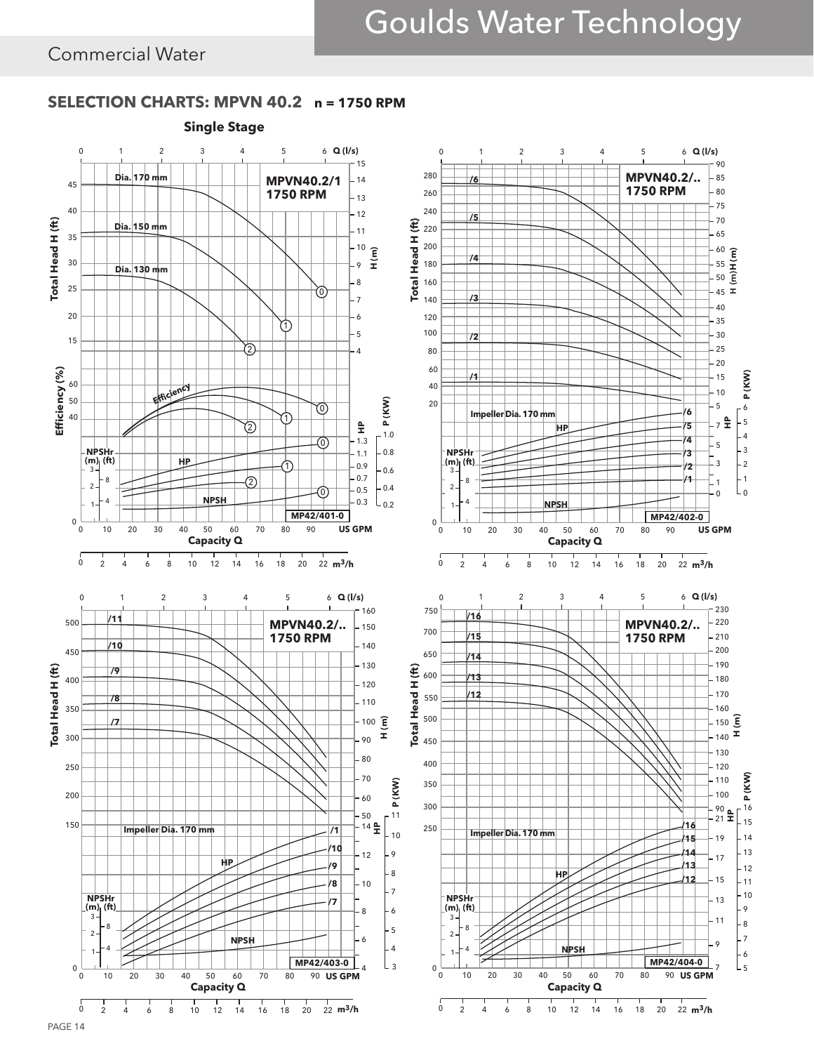## Commercial Water

## SELECTION CHARTS: MPVN 40.2 n = 1750 RPM

**Single Stage**

MPVN40.2/1 1750 RPM

Dia. 170 mm

Dia. 150 mm

Dia. 130 mm

Efficiency

NPSHr (m) (ft)

HP

NPSH

MP42/401-0

Total Head H (ft)

Efficiency (%)

H (m)

HP

P (KW)

Capacity Q

Q (l/s)

US GPM

$m^3/h$

MPVN40.2/.. 1750 RPM

/6 /5 /4 /3 /2 /1

Impeller Dia. 170 mm

HP

NPSHr (m) (ft)

NPSH

MP42/402-0

Total Head H (ft)

H (m)

HP

P (KW)

Capacity Q

Q (l/s)

US GPM

$m^3/h$

MPVN40.2/.. 1750 RPM

/11 /10 /9 /8 /7

Impeller Dia. 170 mm

HP

NPSHr (m) (ft)

NPSH

MP42/403-0

Total Head H (ft)

H (m)

HP

P (KW)

Capacity Q

Q (l/s)

US GPM

$m^3/h$

MPVN40.2/.. 1750 RPM

/16 /15 /14 /13 /12

Impeller Dia. 170 mm

HP

NPSHr (m) (ft)

NPSH

MP42/404-0

Total Head H (ft)

H (m)

HP

P (KW)

Capacity Q

Q (l/s)

US GPM

$m^3/h$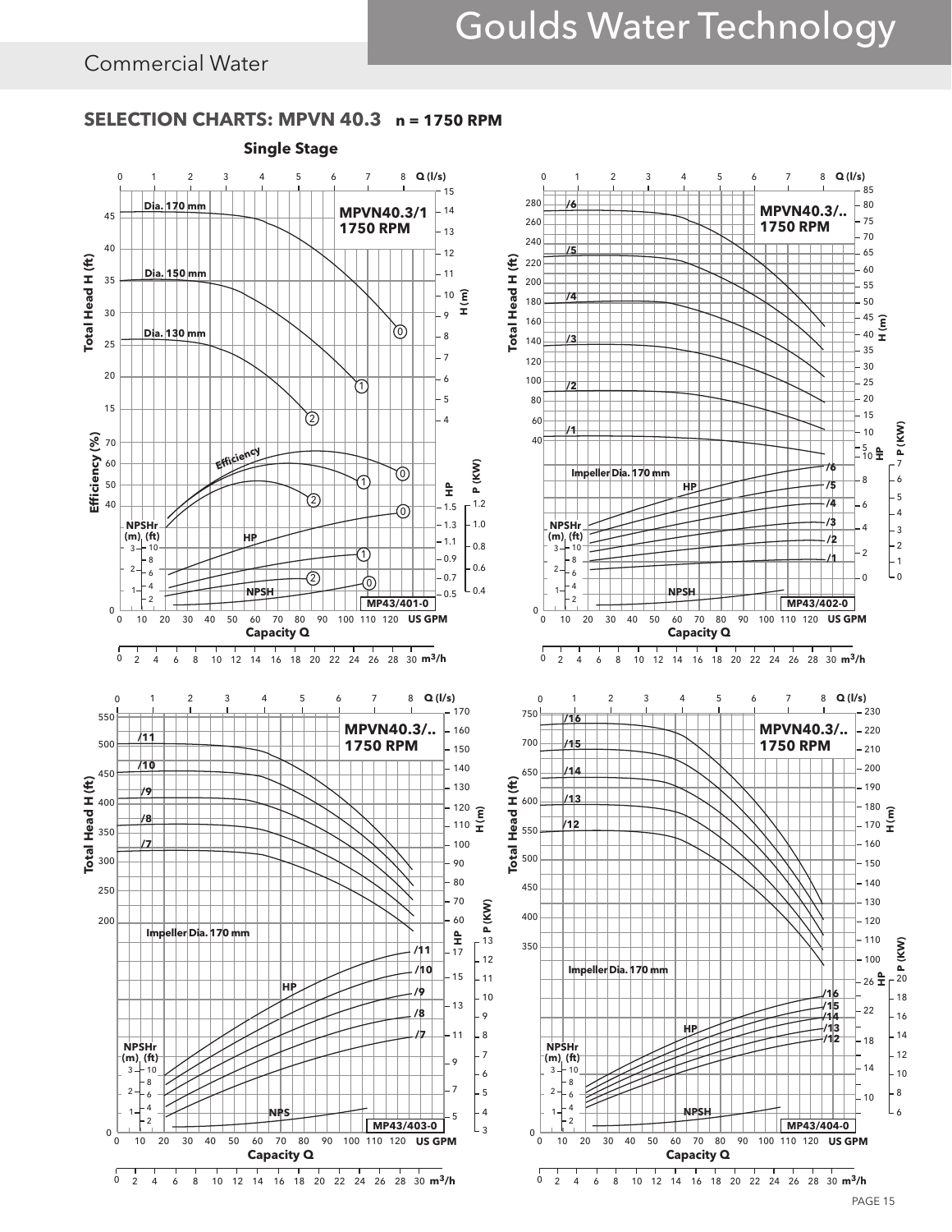Commercial Water

## SELECTION CHARTS: MPVN 40.3 n = 1750 RPM

### Single Stage

MPVN40.3/1 1750 RPM

Dia. 170 mm
Dia. 150 mm
Dia. 130 mm

Efficiency
HP
NPSH

MP43/401-0

MPVN40.3/.. 1750 RPM

/6 /5 /4 /3 /2 /1

Impeller Dia. 170 mm

HP
NPSH

MP43/402-0

MPVN40.3/.. 1750 RPM

/11 /10 /9 /8 /7

Impeller Dia. 170 mm

HP
NPS

MP43/403-0

MPVN40.3/.. 1750 RPM

/16 /15 /14 /13 /12

Impeller Dia. 170 mm

HP
NPSH

MP43/404-0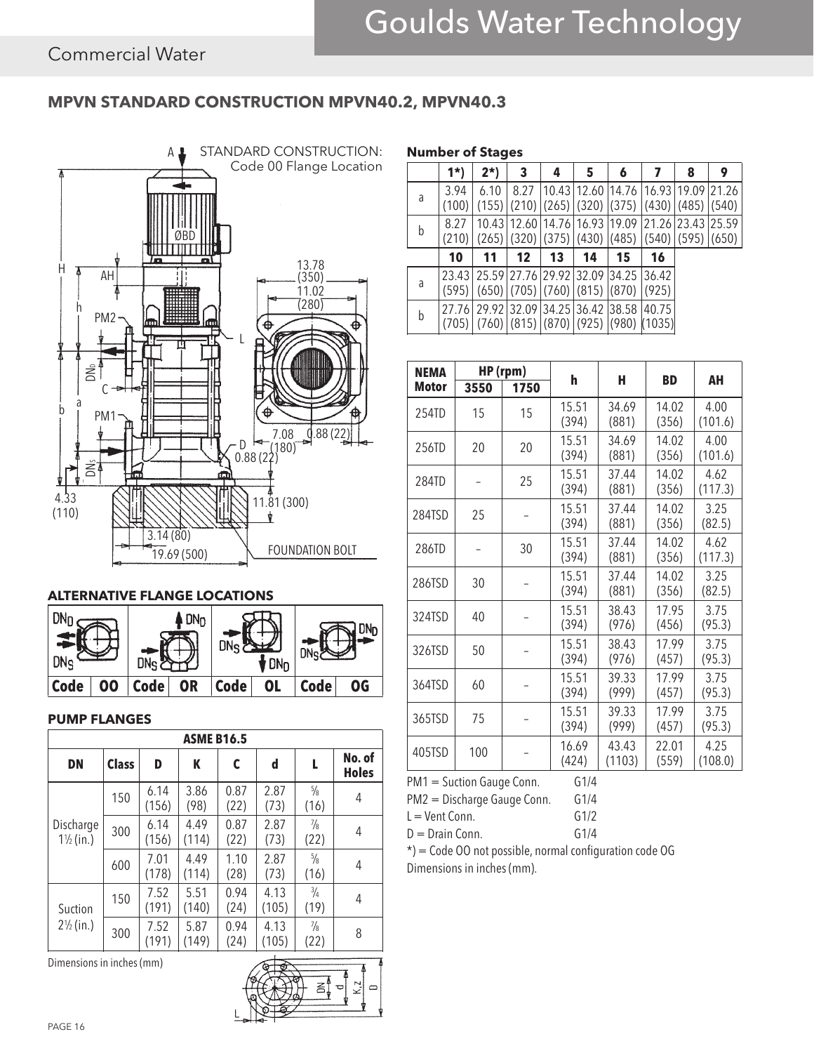Commercial Water

## MPVN STANDARD CONSTRUCTION MPVN40.2, MPVN40.3

STANDARD CONSTRUCTION: Code 00 Flange Location

### ALTERNATIVE FLANGE LOCATIONS

| Code | OO | Code | OR | Code | OL | Code | OG |
|---|---|---|---|---|---|---|---|

### PUMP FLANGES

| ASME B16.5 | | | | | | | |
|---|---|---|---|---|---|---|---|
| **DN** | **Class** | **D** | **K** | **C** | **d** | **L** | **No. of Holes** |
| Discharge 1½ (in.) | 150 | 6.14 (156) | 3.86 (98) | 0.87 (22) | 2.87 (73) | ⅝ (16) | 4 |
| | 300 | 6.14 (156) | 4.49 (114) | 0.87 (22) | 2.87 (73) | ⅞ (22) | 4 |
| | 600 | 7.01 (178) | 4.49 (114) | 1.10 (28) | 2.87 (73) | ⅝ (16) | 4 |
| Suction 2½ (in.) | 150 | 7.52 (191) | 5.51 (140) | 0.94 (24) | 4.13 (105) | ¾ (19) | 4 |
| | 300 | 7.52 (191) | 5.87 (149) | 0.94 (24) | 4.13 (105) | ⅞ (22) | 8 |

Dimensions in inches (mm)

### Number of Stages

| | 1*) | 2*) | 3 | 4 | 5 | 6 | 7 | 8 | 9 |
|---|---|---|---|---|---|---|---|---|---|
| a | 3.94 (100) | 6.10 (155) | 8.27 (210) | 10.43 (265) | 12.60 (320) | 14.76 (375) | 16.93 (430) | 19.09 (485) | 21.26 (540) |
| b | 8.27 (210) | 10.43 (265) | 12.60 (320) | 14.76 (375) | 16.93 (430) | 19.09 (485) | 21.26 (540) | 23.43 (595) | 25.59 (650) |

| | 10 | 11 | 12 | 13 | 14 | 15 | 16 |
|---|---|---|---|---|---|---|---|
| a | 23.43 (595) | 25.59 (650) | 27.76 (705) | 29.92 (760) | 32.09 (815) | 34.25 (870) | 36.42 (925) |
| b | 27.76 (705) | 29.92 (760) | 32.09 (815) | 34.25 (870) | 36.42 (925) | 38.58 (980) | 40.75 (1035) |

| NEMA Motor | HP (rpm) | | h | H | BD | AH |
|---|---|---|---|---|---|---|
| | 3550 | 1750 | | | | |
| 254TD | 15 | 15 | 15.51 (394) | 34.69 (881) | 14.02 (356) | 4.00 (101.6) |
| 256TD | 20 | 20 | 15.51 (394) | 34.69 (881) | 14.02 (356) | 4.00 (101.6) |
| 284TD | – | 25 | 15.51 (394) | 37.44 (881) | 14.02 (356) | 4.62 (117.3) |
| 284TSD | 25 | – | 15.51 (394) | 37.44 (881) | 14.02 (356) | 3.25 (82.5) |
| 286TD | – | 30 | 15.51 (394) | 37.44 (881) | 14.02 (356) | 4.62 (117.3) |
| 286TSD | 30 | – | 15.51 (394) | 37.44 (881) | 14.02 (356) | 3.25 (82.5) |
| 324TSD | 40 | – | 15.51 (394) | 38.43 (976) | 17.95 (456) | 3.75 (95.3) |
| 326TSD | 50 | – | 15.51 (394) | 38.43 (976) | 17.99 (457) | 3.75 (95.3) |
| 364TSD | 60 | – | 15.51 (394) | 39.33 (999) | 17.99 (457) | 3.75 (95.3) |
| 365TSD | 75 | – | 15.51 (394) | 39.33 (999) | 17.99 (457) | 3.75 (95.3) |
| 405TSD | 100 | – | 16.69 (424) | 43.43 (1103) | 22.01 (559) | 4.25 (108.0) |

PM1 = Suction Gauge Conn. G1/4
PM2 = Discharge Gauge Conn. G1/4
L = Vent Conn. G1/2
D = Drain Conn. G1/4
*) = Code OO not possible, normal configuration code OG
Dimensions in inches (mm).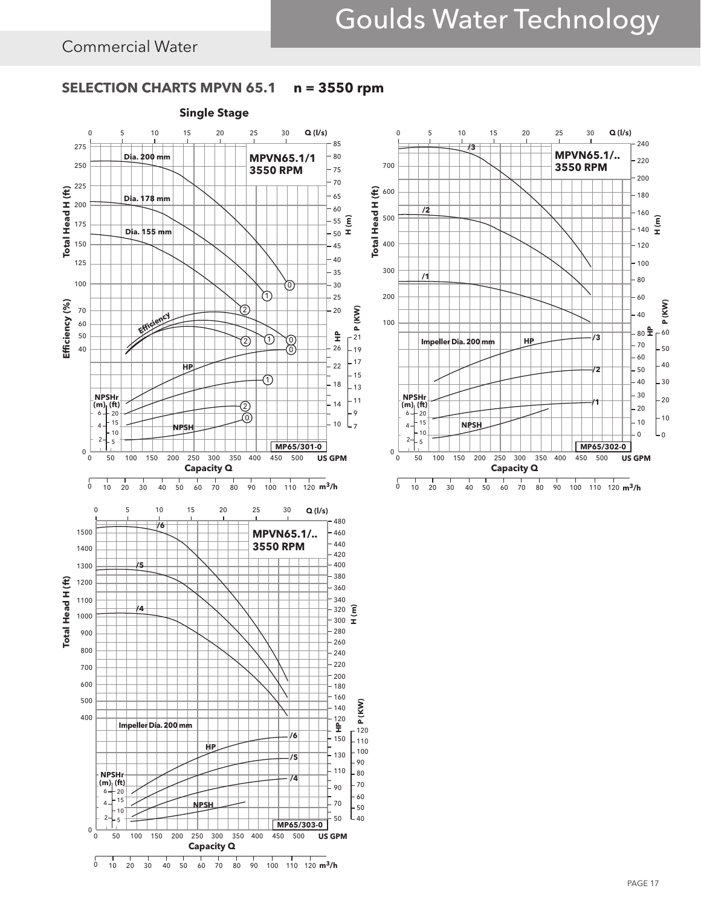## Commercial Water

### SELECTION CHARTS MPVN 65.1 n = 3550 rpm

**Single Stage**

**MPVN65.1/1 3550 RPM**

Dia. 200 mm
Dia. 178 mm
Dia. 155 mm
Efficiency
HP
NPSH
NPSHr (m) (ft)

Total Head H (ft) — Efficiency (%) — H (m) — HP — P (KW)

Capacity Q — US GPM — Q (l/s) — m³/h

MP65/301-0

**MPVN65.1/.. 3550 RPM**

/1 /2 /3
Impeller Dia. 200 mm
HP
NPSH
NPSHr (m) (ft)

Total Head H (ft) — H (m) — HP — P (KW)

Capacity Q — US GPM — Q (l/s) — m³/h

MP65/302-0

**MPVN65.1/.. 3550 RPM**

/4 /5 /6
Impeller Dia. 200 mm
HP
NPSH
NPSHr (m) (ft)

Total Head H (ft) — H (m) — HP — P (KW)

Capacity Q — US GPM — Q (l/s) — m³/h

MP65/303-0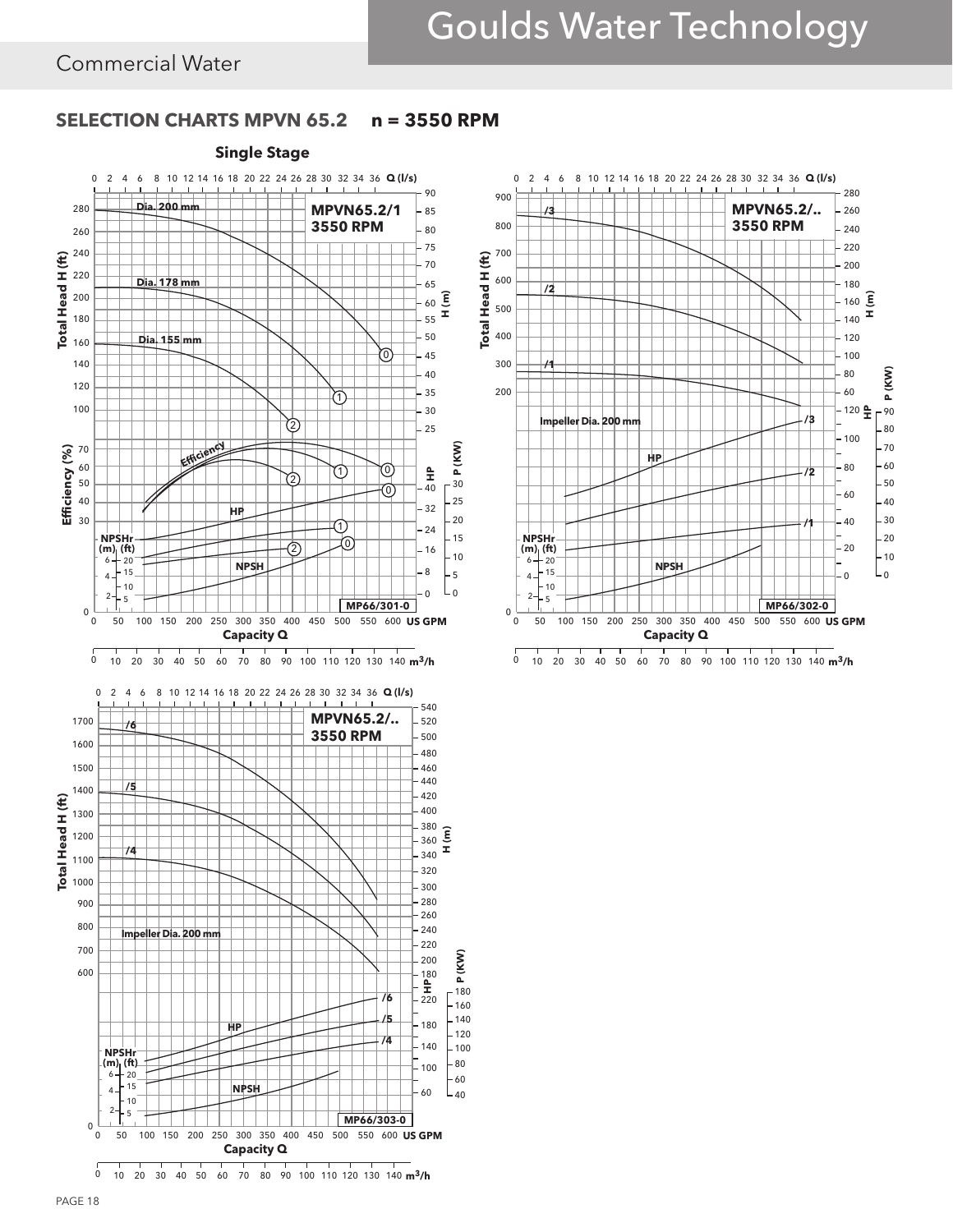## SELECTION CHARTS MPVN 65.2 n = 3550 RPM

### Single Stage

MPVN65.2/1
3550 RPM

Dia. 200 mm

Dia. 178 mm

Dia. 155 mm

Efficiency

HP

NPSH

NPSHr (m) (ft)

MP66/301-0

Capacity Q

MPVN65.2/..
3550 RPM

/3

/2

/1

Impeller Dia. 200 mm

HP

NPSH

NPSHr (m) (ft)

MP66/302-0

Capacity Q

MPVN65.2/..
3550 RPM

/6

/5

/4

Impeller Dia. 200 mm

HP

NPSH

NPSHr (m) (ft)

MP66/303-0

Capacity Q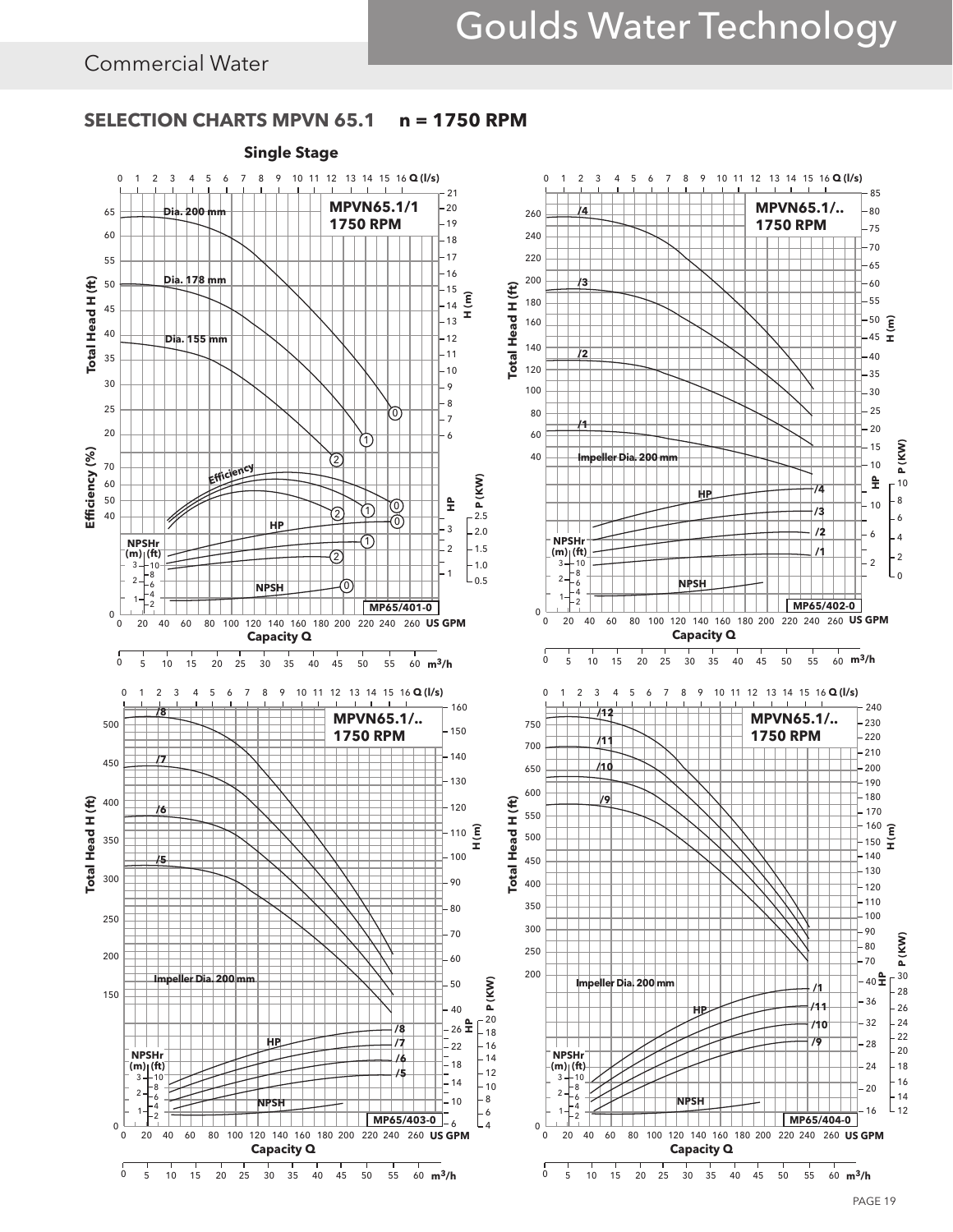## SELECTION CHARTS MPVN 65.1 n = 1750 RPM

### Single Stage

MPVN65.1/1
1750 RPM

Dia. 200 mm

Dia. 178 mm

Dia. 155 mm

Efficiency

HP

NPSH

NPSHr (m) (ft)

MP65/401-0

MPVN65.1/..
1750 RPM

/4

/3

/2

/1

Impeller Dia. 200 mm

HP

NPSH

MP65/402-0

MPVN65.1/..
1750 RPM

/8

/7

/6

/5

Impeller Dia. 200 mm

HP

NPSH

MP65/403-0

MPVN65.1/..
1750 RPM

/12

/11

/10

/9

Impeller Dia. 200 mm

HP

NPSH

MP65/404-0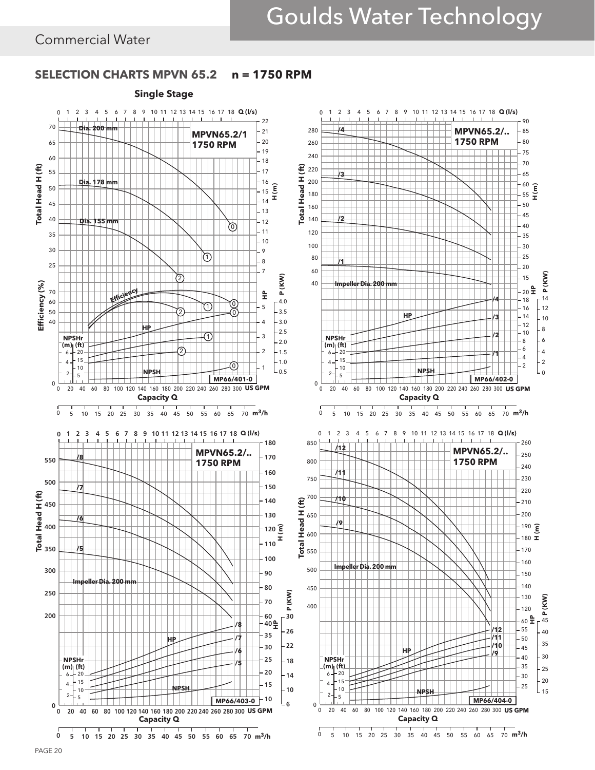## SELECTION CHARTS MPVN 65.2 n = 1750 RPM

### Single Stage

**MPVN65.2/1 1750 RPM**

Dia. 200 mm
Dia. 178 mm
Dia. 155 mm

Efficiency
HP
NPSHr (m) (ft)
NPSH

Total Head H (ft)
Efficiency (%)
H (m)
HP
P (KW)
Capacity Q
Q (l/s)
US GPM
$m^3/h$

MP66/401-0

**MPVN65.2/.. 1750 RPM**

/4
/3
/2
/1
Impeller Dia. 200 mm

HP
NPSHr (m) (ft)
NPSH

Total Head H (ft)
H (m)
HP
P (KW)
Capacity Q
Q (l/s)
US GPM
$m^3/h$

MP66/402-0

**MPVN65.2/.. 1750 RPM**

/8
/7
/6
/5
Impeller Dia. 200 mm

HP
NPSHr (m) (ft)
NPSH

Total Head H (ft)
H (m)
HP
P (KW)
Capacity Q
Q (l/s)
US GPM
$m^3/h$

MP66/403-0

**MPVN65.2/.. 1750 RPM**

/12
/11
/10
/9
Impeller Dia. 200 mm

HP
NPSHr (m) (ft)
NPSH

Total Head H (ft)
H (m)
HP
P (KW)
Capacity Q
Q (l/s)
US GPM
$m^3/h$

MP66/404-0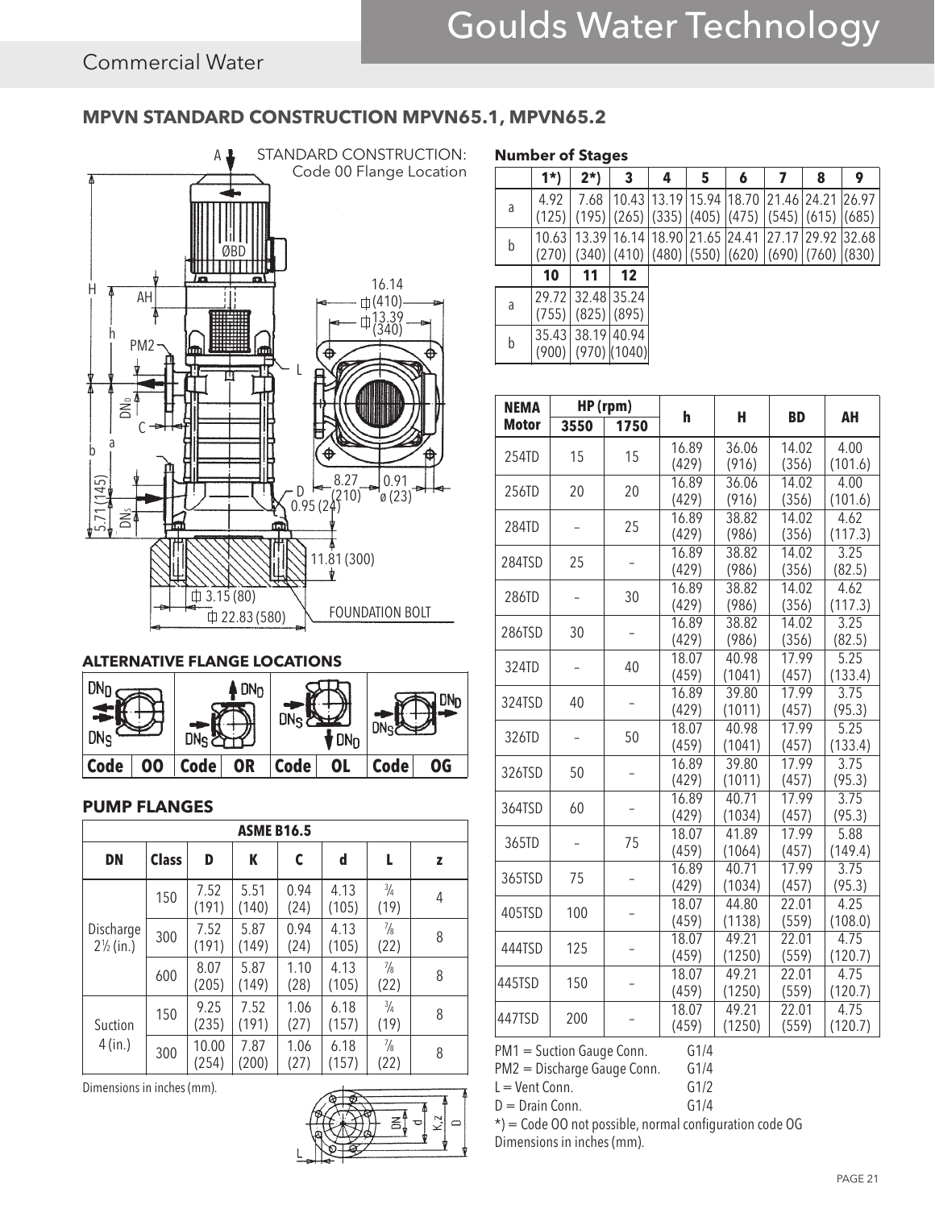## Commercial Water

### MPVN STANDARD CONSTRUCTION MPVN65.1, MPVN65.2

STANDARD CONSTRUCTION: Code 00 Flange Location

### ALTERNATIVE FLANGE LOCATIONS

| Code | 00 | Code | OR | Code | OL | Code | OG |
|---|---|---|---|---|---|---|---|

### PUMP FLANGES

| ASME B16.5 | | | | | | | |
|---|---|---|---|---|---|---|---|
| **DN** | **Class** | **D** | **K** | **C** | **d** | **L** | **z** |
| Discharge 2½ (in.) | 150 | 7.52 (191) | 5.51 (140) | 0.94 (24) | 4.13 (105) | ¾ (19) | 4 |
| | 300 | 7.52 (191) | 5.87 (149) | 0.94 (24) | 4.13 (105) | ⅞ (22) | 8 |
| | 600 | 8.07 (205) | 5.87 (149) | 1.10 (28) | 4.13 (105) | ⅞ (22) | 8 |
| Suction 4 (in.) | 150 | 9.25 (235) | 7.52 (191) | 1.06 (27) | 6.18 (157) | ¾ (19) | 8 |
| | 300 | 10.00 (254) | 7.87 (200) | 1.06 (27) | 6.18 (157) | ⅞ (22) | 8 |

Dimensions in inches (mm).

**Number of Stages**

| | 1*) | 2*) | 3 | 4 | 5 | 6 | 7 | 8 | 9 |
|---|---|---|---|---|---|---|---|---|---|
| a | 4.92 (125) | 7.68 (195) | 10.43 (265) | 13.19 (335) | 15.94 (405) | 18.70 (475) | 21.46 (545) | 24.21 (615) | 26.97 (685) |
| b | 10.63 (270) | 13.39 (340) | 16.14 (410) | 18.90 (480) | 21.65 (550) | 24.41 (620) | 27.17 (690) | 29.92 (760) | 32.68 (830) |

| | 10 | 11 | 12 |
|---|---|---|---|
| a | 29.72 (755) | 32.48 (825) | 35.24 (895) |
| b | 35.43 (900) | 38.19 (970) | 40.94 (1040) |

| NEMA Motor | HP (rpm) | | h | H | BD | AH |
|---|---|---|---|---|---|---|
| | 3550 | 1750 | | | | |
| 254TD | 15 | 15 | 16.89 (429) | 36.06 (916) | 14.02 (356) | 4.00 (101.6) |
| 256TD | 20 | 20 | 16.89 (429) | 36.06 (916) | 14.02 (356) | 4.00 (101.6) |
| 284TD | – | 25 | 16.89 (429) | 38.82 (986) | 14.02 (356) | 4.62 (117.3) |
| 284TSD | 25 | – | 16.89 (429) | 38.82 (986) | 14.02 (356) | 3.25 (82.5) |
| 286TD | – | 30 | 16.89 (429) | 38.82 (986) | 14.02 (356) | 4.62 (117.3) |
| 286TSD | 30 | – | 16.89 (429) | 38.82 (986) | 14.02 (356) | 3.25 (82.5) |
| 324TD | – | 40 | 18.07 (459) | 40.98 (1041) | 17.99 (457) | 5.25 (133.4) |
| 324TSD | 40 | – | 16.89 (429) | 39.80 (1011) | 17.99 (457) | 3.75 (95.3) |
| 326TD | – | 50 | 18.07 (459) | 40.98 (1041) | 17.99 (457) | 5.25 (133.4) |
| 326TSD | 50 | – | 16.89 (429) | 39.80 (1011) | 17.99 (457) | 3.75 (95.3) |
| 364TSD | 60 | – | 16.89 (429) | 40.71 (1034) | 17.99 (457) | 3.75 (95.3) |
| 365TD | – | 75 | 18.07 (459) | 41.89 (1064) | 17.99 (457) | 5.88 (149.4) |
| 365TSD | 75 | – | 16.89 (429) | 40.71 (1034) | 17.99 (457) | 3.75 (95.3) |
| 405TSD | 100 | – | 18.07 (459) | 44.80 (1138) | 22.01 (559) | 4.25 (108.0) |
| 444TSD | 125 | – | 18.07 (459) | 49.21 (1250) | 22.01 (559) | 4.75 (120.7) |
| 445TSD | 150 | – | 18.07 (459) | 49.21 (1250) | 22.01 (559) | 4.75 (120.7) |
| 447TSD | 200 | – | 18.07 (459) | 49.21 (1250) | 22.01 (559) | 4.75 (120.7) |

PM1 = Suction Gauge Conn. G1/4
PM2 = Discharge Gauge Conn. G1/4
L = Vent Conn. G1/2
D = Drain Conn. G1/4
*) = Code OO not possible, normal configuration code OG
Dimensions in inches (mm).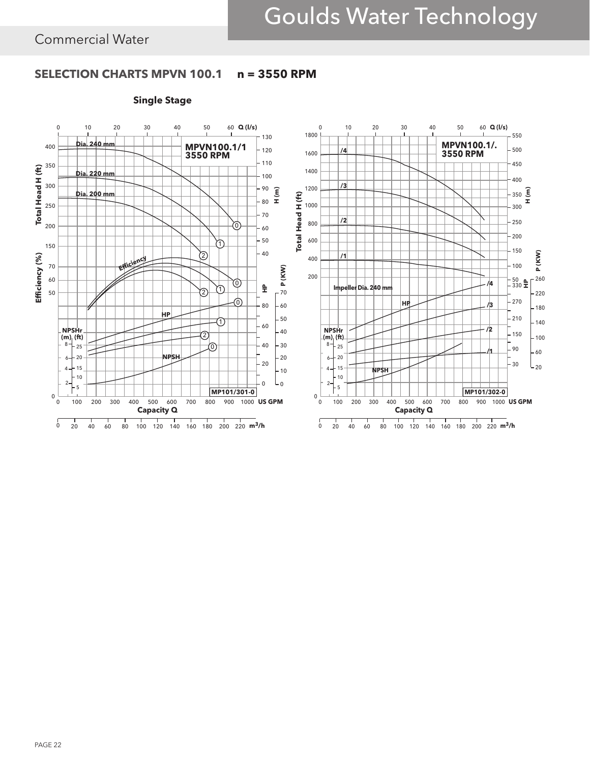## Commercial Water

### SELECTION CHARTS MPVN 100.1 n = 3550 RPM

**Single Stage**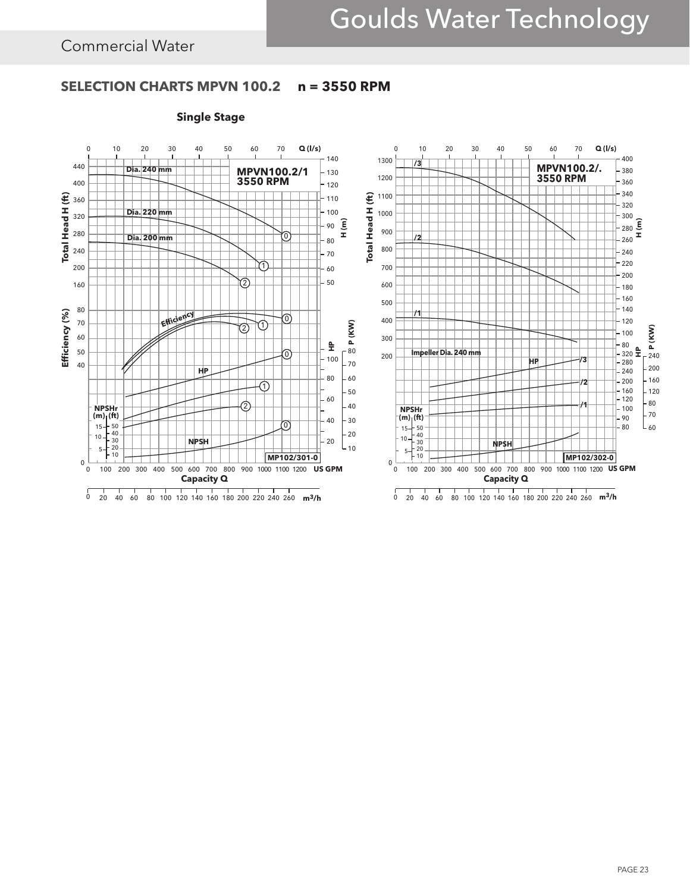## Commercial Water

### SELECTION CHARTS MPVN 100.2 n = 3550 RPM

**Single Stage**

MPVN100.2/1
3550 RPM

Dia. 240 mm
Dia. 220 mm
Dia. 200 mm

Efficiency

HP

NPSHr (m) (ft)

NPSH

Total Head H (ft)
Efficiency (%)
H (m)
HP
P (KW)
Q (l/s)
Capacity Q
US GPM
$m^3/h$

MP102/301-0

MPVN100.2/.
3550 RPM

/3
/2
/1

Impeller Dia. 240 mm

HP

NPSHr (m) (ft)

NPSH

Total Head H (ft)
H (m)
HP
P (KW)
Q (l/s)
Capacity Q
US GPM
$m^3/h$

MP102/302-0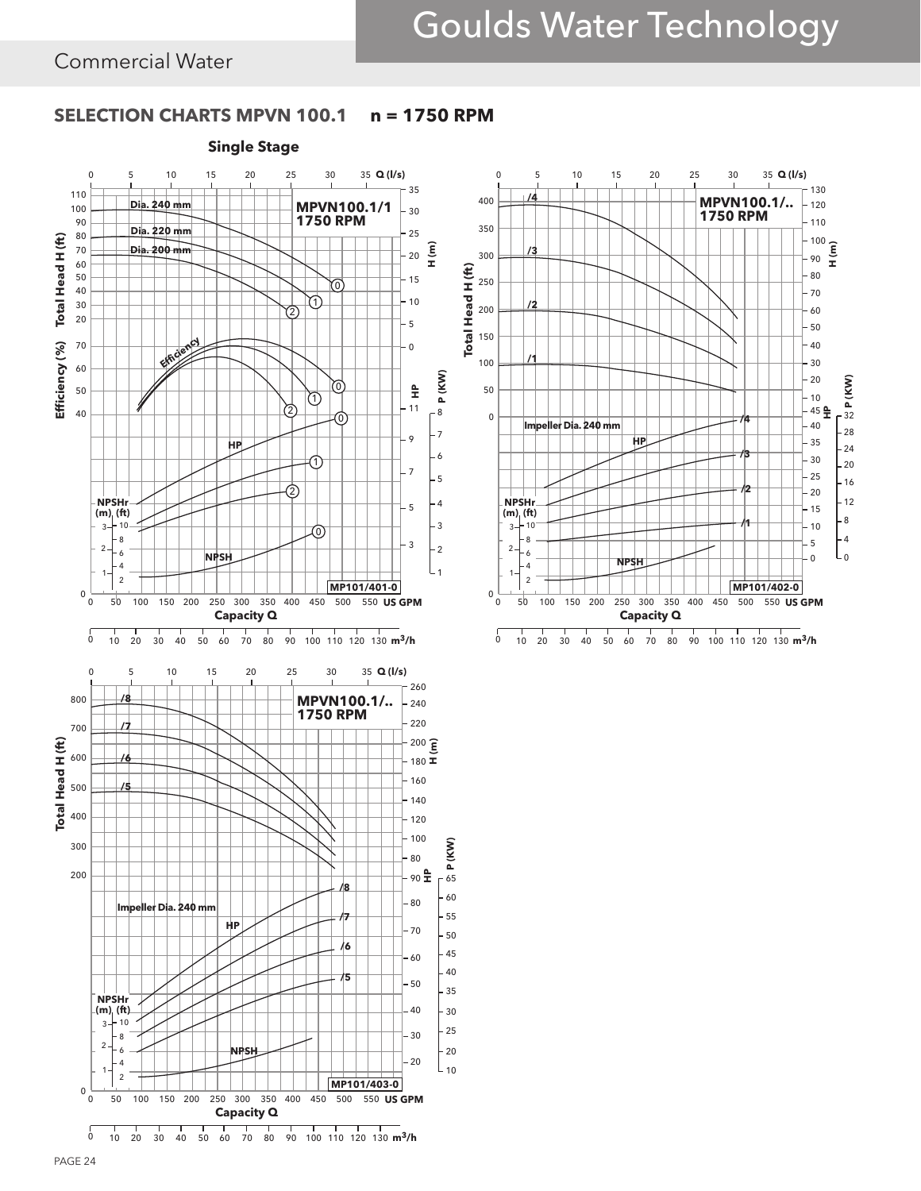Commercial Water

## SELECTION CHARTS MPVN 100.1 n = 1750 RPM

**Single Stage**

**MPVN100.1/1 1750 RPM**

Dia. 240 mm
Dia. 220 mm
Dia. 200 mm

Efficiency

HP

NPSHr (m) (ft)

NPSH

Total Head H (ft)

Efficiency (%)

H (m)

HP

P (KW)

Q (l/s)

Capacity Q

US GPM

$m^3/h$

MP101/401-0

**MPVN100.1/.. 1750 RPM**

/4
/3
/2
/1

Impeller Dia. 240 mm

HP

NPSHr (m) (ft)

NPSH

Total Head H (ft)

H (m)

HP

P (KW)

Q (l/s)

Capacity Q

US GPM

$m^3/h$

MP101/402-0

**MPVN100.1/.. 1750 RPM**

/8
/7
/6
/5

Impeller Dia. 240 mm

HP

NPSHr (m) (ft)

NPSH

Total Head H (ft)

H (m)

HP

P (KW)

Q (l/s)

Capacity Q

US GPM

$m^3/h$

MP101/403-0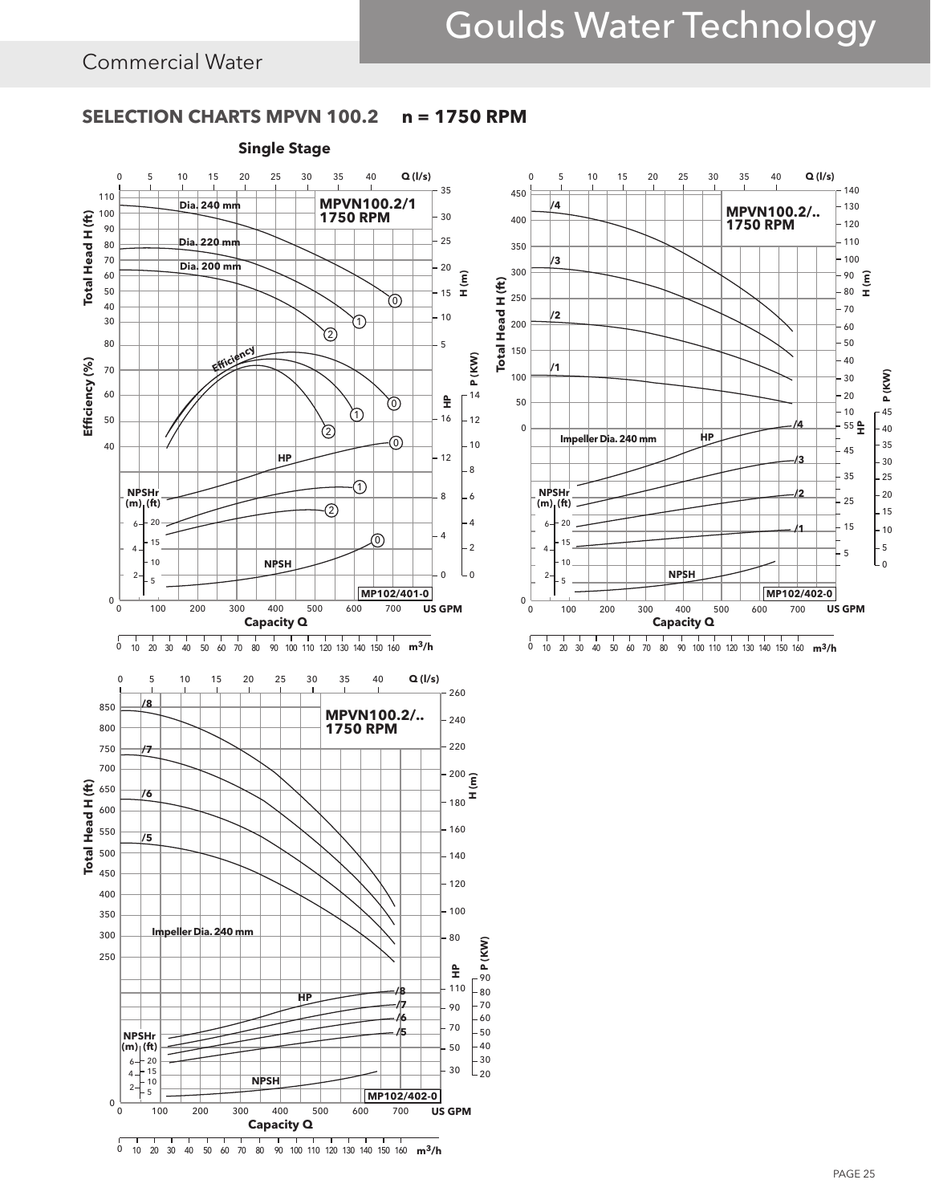## SELECTION CHARTS MPVN 100.2 n = 1750 RPM

### Single Stage

**MPVN100.2/1 1750 RPM**

Dia. 240 mm

Dia. 220 mm

Dia. 200 mm

Total Head H (ft) | H (m) | Efficiency (%) | HP | P (KW) | NPSHr (m) (ft) | NPSH

Capacity Q — US GPM | Q (l/s) | m³/h

MP102/401-0

**MPVN100.2/.. 1750 RPM**

/1 /2 /3 /4

Impeller Dia. 240 mm

Total Head H (ft) | H (m) | HP | P (KW) | NPSHr (m) (ft) | NPSH

Capacity Q — US GPM | Q (l/s) | m³/h

MP102/402-0

**MPVN100.2/.. 1750 RPM**

/5 /6 /7 /8

Impeller Dia. 240 mm

Total Head H (ft) | H (m) | HP | P (KW) | NPSHr (m) (ft) | NPSH

Capacity Q — US GPM | Q (l/s) | m³/h

MP102/402-0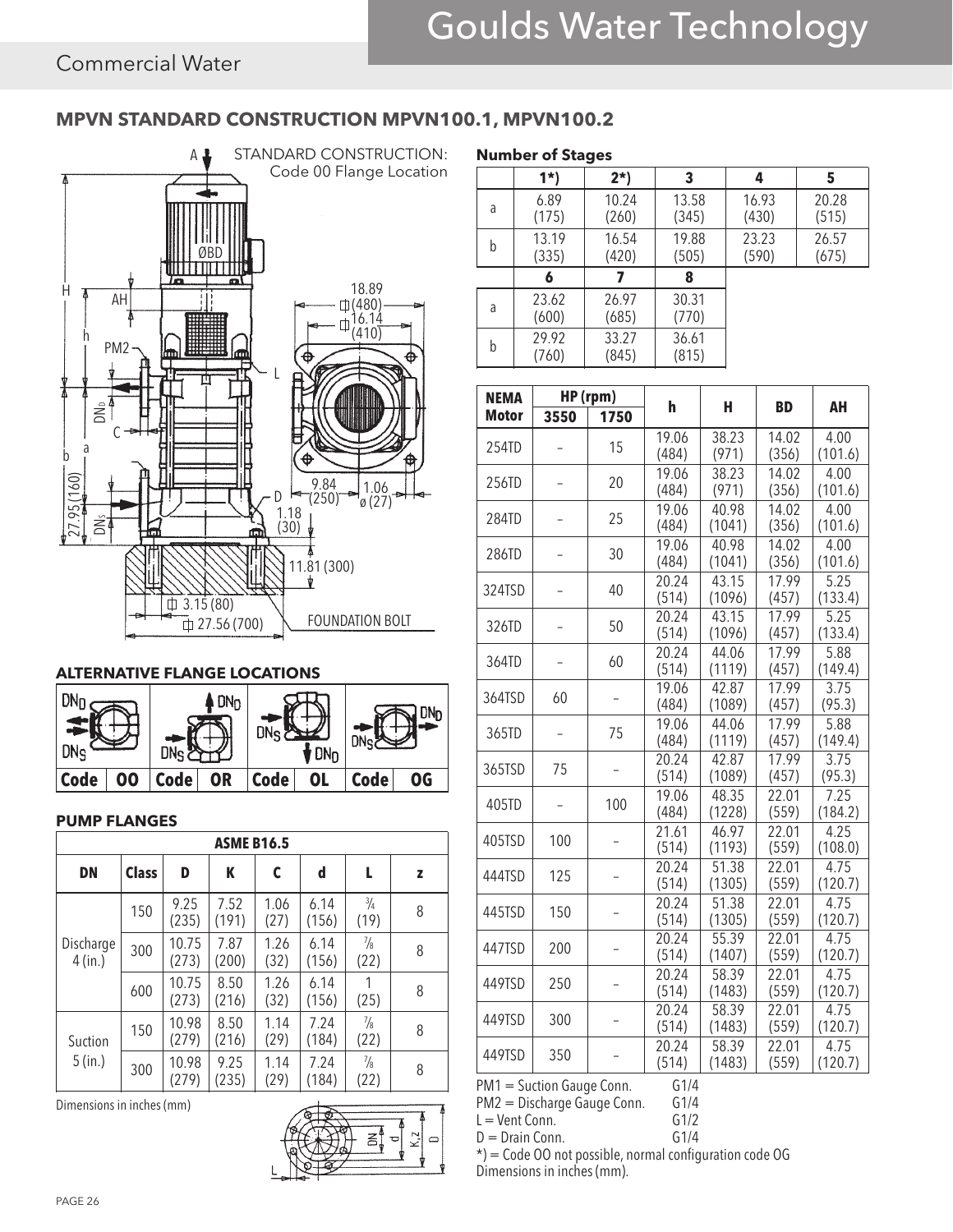# Goulds Water Technology

## Commercial Water

### MPVN STANDARD CONSTRUCTION MPVN100.1, MPVN100.2

STANDARD CONSTRUCTION: Code 00 Flange Location

**Number of Stages**

| | 1*) | 2*) | 3 | 4 | 5 |
|---|---|---|---|---|---|
| a | 6.89 (175) | 10.24 (260) | 13.58 (345) | 16.93 (430) | 20.28 (515) |
| b | 13.19 (335) | 16.54 (420) | 19.88 (505) | 23.23 (590) | 26.57 (675) |
| | **6** | **7** | **8** | | |
| a | 23.62 (600) | 26.97 (685) | 30.31 (770) | | |
| b | 29.92 (760) | 33.27 (845) | 36.61 (815) | | |

| NEMA Motor | HP (rpm) | | h | H | BD | AH |
|---|---|---|---|---|---|---|
| | 3550 | 1750 | | | | |
| 254TD | – | 15 | 19.06 (484) | 38.23 (971) | 14.02 (356) | 4.00 (101.6) |
| 256TD | – | 20 | 19.06 (484) | 38.23 (971) | 14.02 (356) | 4.00 (101.6) |
| 284TD | – | 25 | 19.06 (484) | 40.98 (1041) | 14.02 (356) | 4.00 (101.6) |
| 286TD | – | 30 | 19.06 (484) | 40.98 (1041) | 14.02 (356) | 4.00 (101.6) |
| 324TSD | – | 40 | 20.24 (514) | 43.15 (1096) | 17.99 (457) | 5.25 (133.4) |
| 326TD | – | 50 | 20.24 (514) | 43.15 (1096) | 17.99 (457) | 5.25 (133.4) |
| 364TD | – | 60 | 20.24 (514) | 44.06 (1119) | 17.99 (457) | 5.88 (149.4) |
| 364TSD | 60 | – | 19.06 (484) | 42.87 (1089) | 17.99 (457) | 3.75 (95.3) |
| 365TD | – | 75 | 19.06 (484) | 44.06 (1119) | 17.99 (457) | 5.88 (149.4) |
| 365TSD | 75 | – | 20.24 (514) | 42.87 (1089) | 17.99 (457) | 3.75 (95.3) |
| 405TD | – | 100 | 19.06 (484) | 48.35 (1228) | 22.01 (559) | 7.25 (184.2) |
| 405TSD | 100 | – | 21.61 (514) | 46.97 (1193) | 22.01 (559) | 4.25 (108.0) |
| 444TSD | 125 | – | 20.24 (514) | 51.38 (1305) | 22.01 (559) | 4.75 (120.7) |
| 445TSD | 150 | – | 20.24 (514) | 51.38 (1305) | 22.01 (559) | 4.75 (120.7) |
| 447TSD | 200 | – | 20.24 (514) | 55.39 (1407) | 22.01 (559) | 4.75 (120.7) |
| 449TSD | 250 | – | 20.24 (514) | 58.39 (1483) | 22.01 (559) | 4.75 (120.7) |
| 449TSD | 300 | – | 20.24 (514) | 58.39 (1483) | 22.01 (559) | 4.75 (120.7) |
| 449TSD | 350 | – | 20.24 (514) | 58.39 (1483) | 22.01 (559) | 4.75 (120.7) |

PM1 = Suction Gauge Conn. G1/4
PM2 = Discharge Gauge Conn. G1/4
L = Vent Conn. G1/2
D = Drain Conn. G1/4
*) = Code OO not possible, normal configuration code OG
Dimensions in inches (mm).

### ALTERNATIVE FLANGE LOCATIONS

| Code | OO | Code | OR | Code | OL | Code | OG |
|---|---|---|---|---|---|---|---|

### PUMP FLANGES

| ASME B16.5 | | | | | | | |
|---|---|---|---|---|---|---|---|
| DN | Class | D | K | C | d | L | z |
| Discharge 4 (in.) | 150 | 9.25 (235) | 7.52 (191) | 1.06 (27) | 6.14 (156) | ¾ (19) | 8 |
| | 300 | 10.75 (273) | 7.87 (200) | 1.26 (32) | 6.14 (156) | ⅞ (22) | 8 |
| | 600 | 10.75 (273) | 8.50 (216) | 1.26 (32) | 6.14 (156) | 1 (25) | 8 |
| Suction 5 (in.) | 150 | 10.98 (279) | 8.50 (216) | 1.14 (29) | 7.24 (184) | ⅞ (22) | 8 |
| | 300 | 10.98 (279) | 9.25 (235) | 1.14 (29) | 7.24 (184) | ⅞ (22) | 8 |

Dimensions in inches (mm)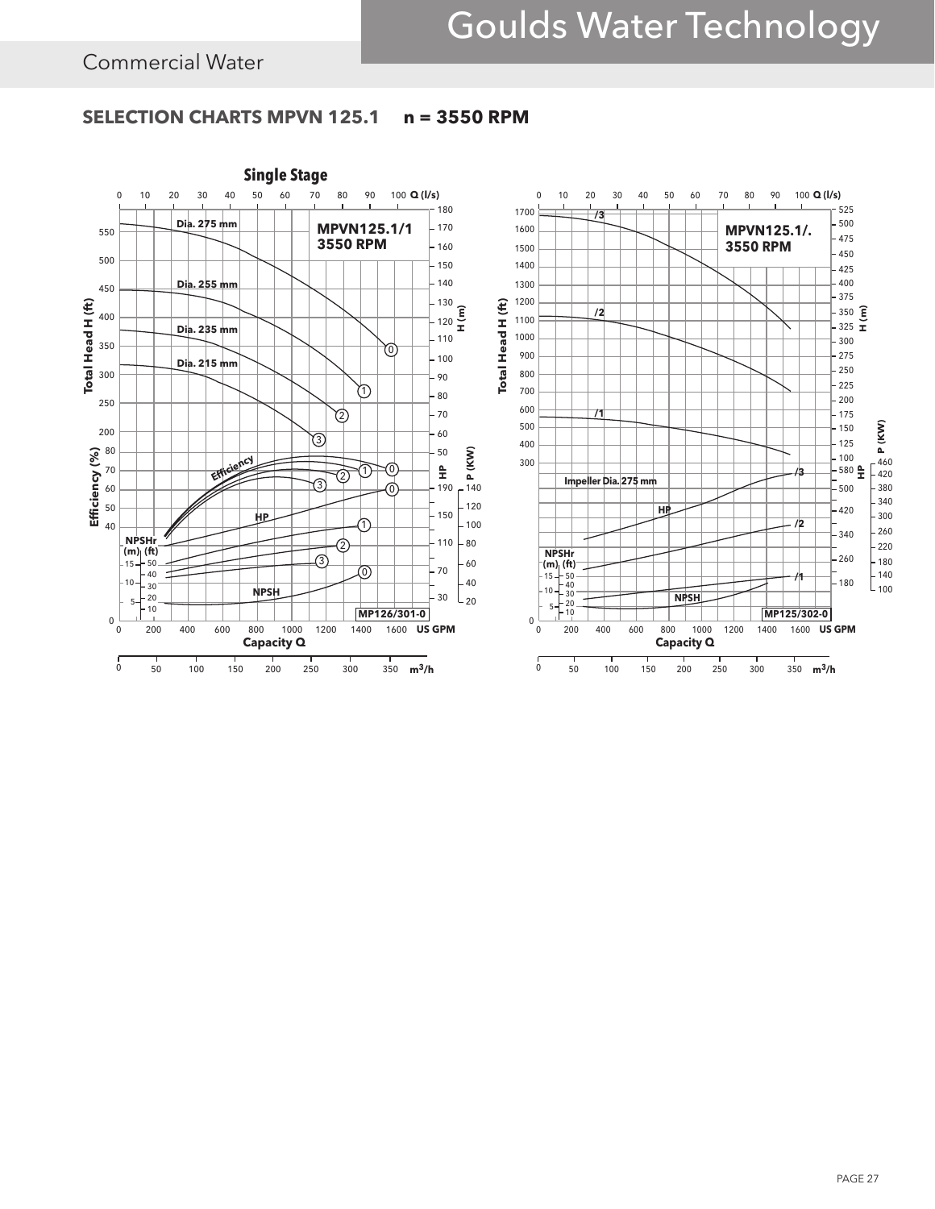## SELECTION CHARTS MPVN 125.1 n = 3550 RPM

### Single Stage

MPVN125.1/1
3550 RPM

Dia. 275 mm
Dia. 255 mm
Dia. 235 mm
Dia. 215 mm

Total Head H (ft)
H (m)
Efficiency (%)
Efficiency
HP
P (KW)
NPSHr (m) (ft)
NPSH
Capacity Q
Q (l/s)
US GPM
$m^3/h$

MP126/301-0

MPVN125.1/.
3550 RPM

/3
/2
/1

Impeller Dia. 275 mm

Total Head H (ft)
H (m)
HP
P (KW)
NPSHr (m) (ft)
NPSH
Capacity Q
Q (l/s)
US GPM
$m^3/h$

MP125/302-0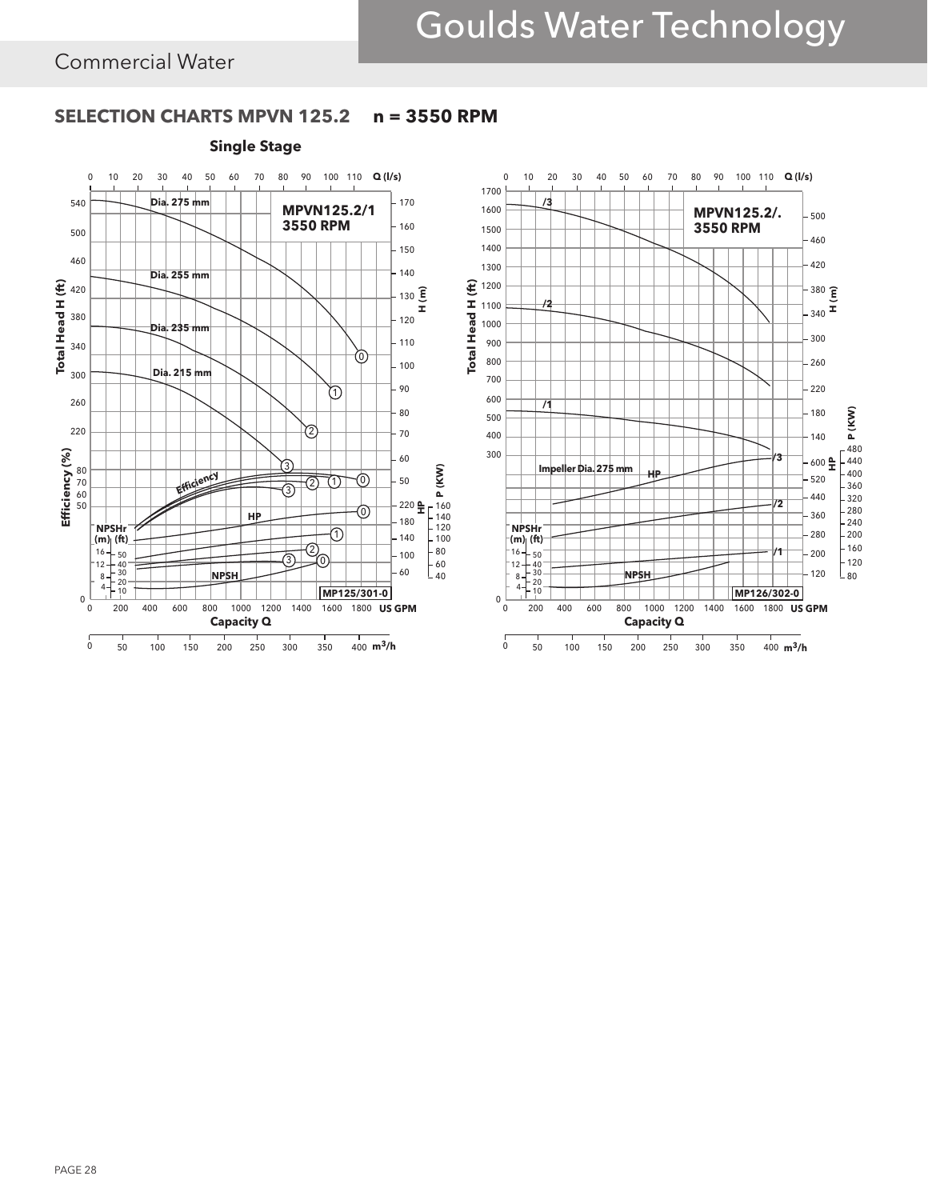Commercial Water

## SELECTION CHARTS MPVN 125.2 n = 3550 RPM

### Single Stage

MPVN125.2/1
3550 RPM

Dia. 275 mm
Dia. 255 mm
Dia. 235 mm
Dia. 215 mm

Efficiency
HP
NPSH

MP125/301-0

MPVN125.2/.
3550 RPM

/3
/2
/1

Impeller Dia. 275 mm

HP
NPSH

MP126/302-0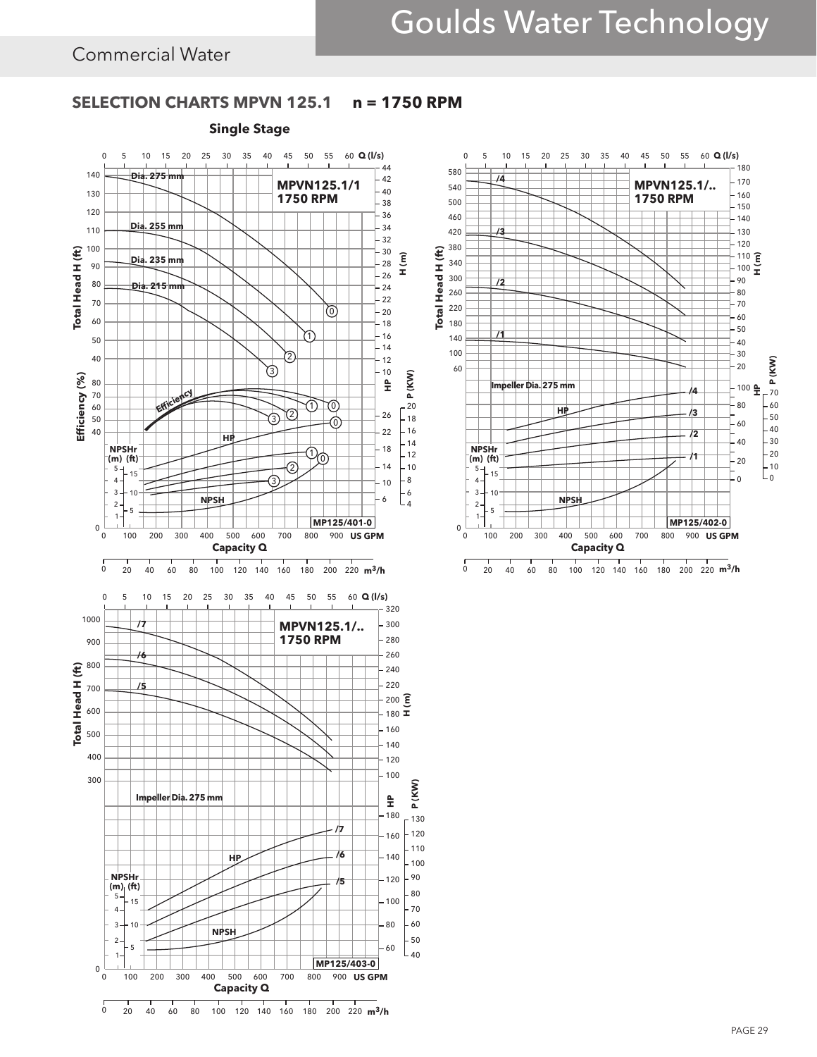Commercial Water

## SELECTION CHARTS MPVN 125.1 n = 1750 RPM

### Single Stage

MPVN125.1/1
1750 RPM

Dia. 275 mm
Dia. 255 mm
Dia. 235 mm
Dia. 215 mm

Total Head H (ft)
H (m)
Efficiency (%)
Efficiency
HP
P (KW)
NPSHr (m) (ft)
NPSH
Capacity Q
Q (l/s)
US GPM
m³/h

MP125/401-0

MPVN125.1/..
1750 RPM

/4
/3
/2
/1

Impeller Dia. 275 mm

HP
NPSHr (m) (ft)
NPSH
Capacity Q

MP125/402-0

MPVN125.1/..
1750 RPM

/7
/6
/5

Impeller Dia. 275 mm

HP
NPSHr (m) (ft)
NPSH
Capacity Q

MP125/403-0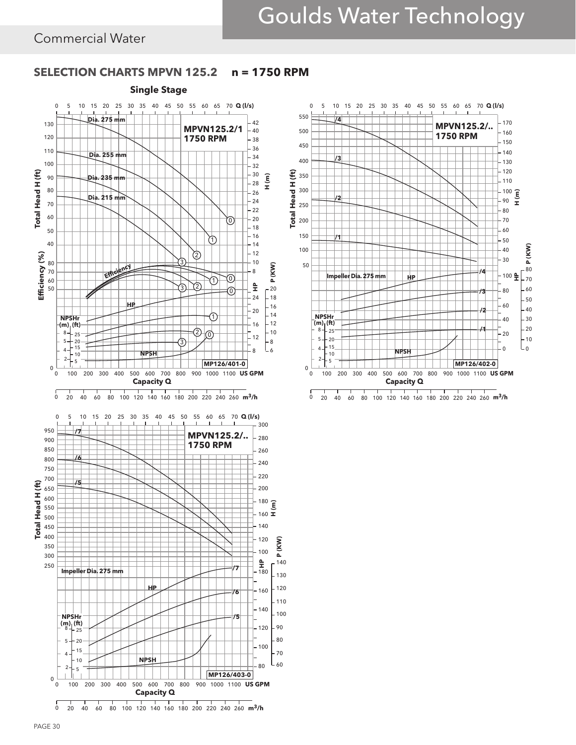# SELECTION CHARTS MPVN 125.2 n = 1750 RPM

## Single Stage

**MPVN125.2/1 1750 RPM**

Dia. 275 mm
Dia. 255 mm
Dia. 235 mm
Dia. 215 mm

Efficiency
HP
NPSH

MP126/401-0

**MPVN125.2/.. 1750 RPM**

/4
/3
/2
/1

Impeller Dia. 275 mm
HP
NPSH

MP126/402-0

**MPVN125.2/.. 1750 RPM**

/7
/6
/5

Impeller Dia. 275 mm
HP
NPSH

MP126/403-0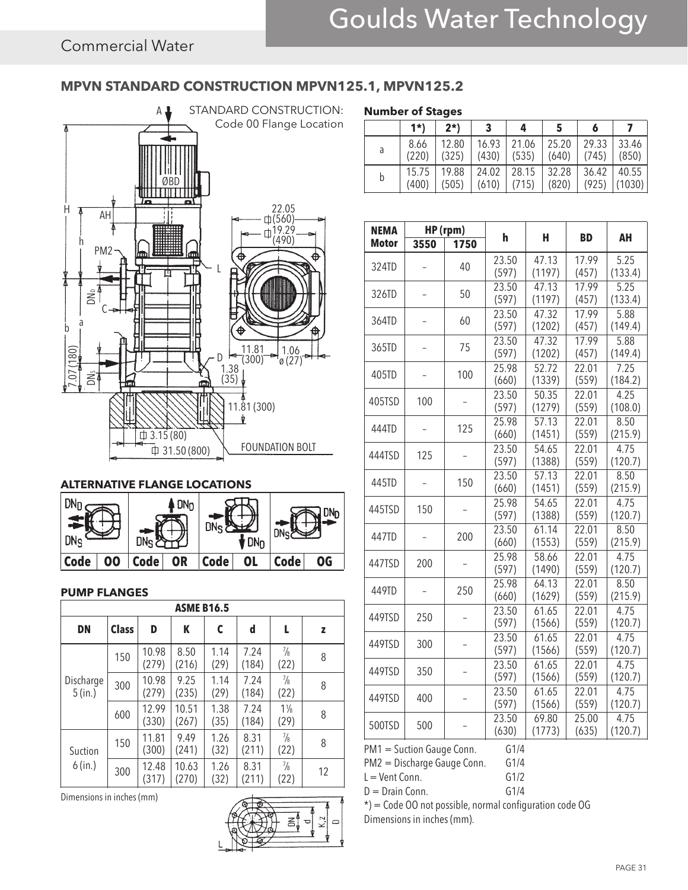## Commercial Water

## MPVN STANDARD CONSTRUCTION MPVN125.1, MPVN125.2

STANDARD CONSTRUCTION: Code 00 Flange Location

### ALTERNATIVE FLANGE LOCATIONS

| Code | OO | Code | OR | Code | OL | Code | OG |
|---|---|---|---|---|---|---|---|

### PUMP FLANGES

| ASME B16.5 | | | | | | | |
|---|---|---|---|---|---|---|---|
| **DN** | **Class** | **D** | **K** | **C** | **d** | **L** | **z** |
| Discharge 5 (in.) | 150 | 10.98 (279) | 8.50 (216) | 1.14 (29) | 7.24 (184) | ⅞ (22) | 8 |
| | 300 | 10.98 (279) | 9.25 (235) | 1.14 (29) | 7.24 (184) | ⅞ (22) | 8 |
| | 600 | 12.99 (330) | 10.51 (267) | 1.38 (35) | 7.24 (184) | 1⅛ (29) | 8 |
| Suction 6 (in.) | 150 | 11.81 (300) | 9.49 (241) | 1.26 (32) | 8.31 (211) | ⅞ (22) | 8 |
| | 300 | 12.48 (317) | 10.63 (270) | 1.26 (32) | 8.31 (211) | ⅞ (22) | 12 |

Dimensions in inches (mm)

### Number of Stages

| | 1*) | 2*) | 3 | 4 | 5 | 6 | 7 |
|---|---|---|---|---|---|---|---|
| a | 8.66 (220) | 12.80 (325) | 16.93 (430) | 21.06 (535) | 25.20 (640) | 29.33 (745) | 33.46 (850) |
| b | 15.75 (400) | 19.88 (505) | 24.02 (610) | 28.15 (715) | 32.28 (820) | 36.42 (925) | 40.55 (1030) |

| NEMA Motor | HP (rpm) | | h | H | BD | AH |
|---|---|---|---|---|---|---|
| | 3550 | 1750 | | | | |
| 324TD | – | 40 | 23.50 (597) | 47.13 (1197) | 17.99 (457) | 5.25 (133.4) |
| 326TD | – | 50 | 23.50 (597) | 47.13 (1197) | 17.99 (457) | 5.25 (133.4) |
| 364TD | – | 60 | 23.50 (597) | 47.32 (1202) | 17.99 (457) | 5.88 (149.4) |
| 365TD | – | 75 | 23.50 (597) | 47.32 (1202) | 17.99 (457) | 5.88 (149.4) |
| 405TD | – | 100 | 25.98 (660) | 52.72 (1339) | 22.01 (559) | 7.25 (184.2) |
| 405TSD | 100 | – | 23.50 (597) | 50.35 (1279) | 22.01 (559) | 4.25 (108.0) |
| 444TD | – | 125 | 25.98 (660) | 57.13 (1451) | 22.01 (559) | 8.50 (215.9) |
| 444TSD | 125 | – | 23.50 (597) | 54.65 (1388) | 22.01 (559) | 4.75 (120.7) |
| 445TD | – | 150 | 23.50 (660) | 57.13 (1451) | 22.01 (559) | 8.50 (215.9) |
| 445TSD | 150 | – | 25.98 (597) | 54.65 (1388) | 22.01 (559) | 4.75 (120.7) |
| 447TD | – | 200 | 23.50 (660) | 61.14 (1553) | 22.01 (559) | 8.50 (215.9) |
| 447TSD | 200 | – | 25.98 (597) | 58.66 (1490) | 22.01 (559) | 4.75 (120.7) |
| 449TD | – | 250 | 25.98 (660) | 64.13 (1629) | 22.01 (559) | 8.50 (215.9) |
| 449TSD | 250 | – | 23.50 (597) | 61.65 (1566) | 22.01 (559) | 4.75 (120.7) |
| 449TSD | 300 | – | 23.50 (597) | 61.65 (1566) | 22.01 (559) | 4.75 (120.7) |
| 449TSD | 350 | – | 23.50 (597) | 61.65 (1566) | 22.01 (559) | 4.75 (120.7) |
| 449TSD | 400 | – | 23.50 (597) | 61.65 (1566) | 22.01 (559) | 4.75 (120.7) |
| 500TSD | 500 | – | 23.50 (630) | 69.80 (1773) | 25.00 (635) | 4.75 (120.7) |

PM1 = Suction Gauge Conn. G1/4
PM2 = Discharge Gauge Conn. G1/4
L = Vent Conn. G1/2
D = Drain Conn. G1/4
*) = Code OO not possible, normal configuration code OG
Dimensions in inches (mm).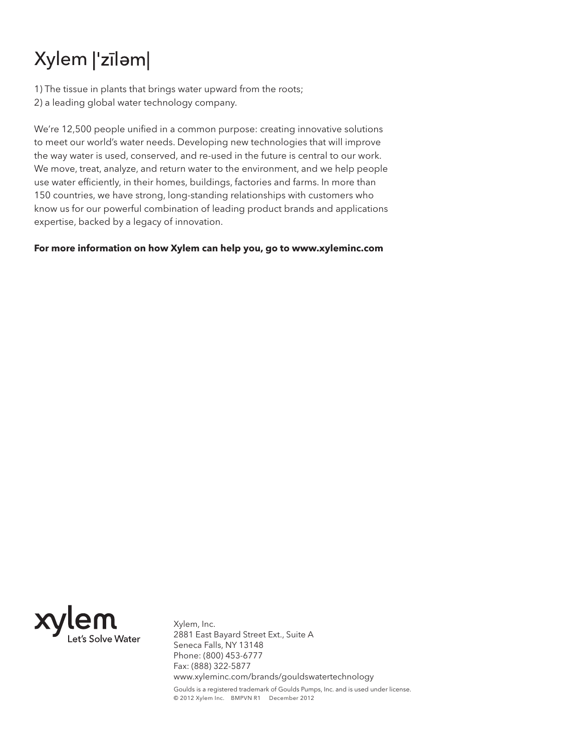# Xylem |'zīləm|

1) The tissue in plants that brings water upward from the roots;
2) a leading global water technology company.

We're 12,500 people unified in a common purpose: creating innovative solutions to meet our world's water needs. Developing new technologies that will improve the way water is used, conserved, and re-used in the future is central to our work. We move, treat, analyze, and return water to the environment, and we help people use water efficiently, in their homes, buildings, factories and farms. In more than 150 countries, we have strong, long-standing relationships with customers who know us for our powerful combination of leading product brands and applications expertise, backed by a legacy of innovation.

**For more information on how Xylem can help you, go to www.xyleminc.com**

xylem
Let's Solve Water

Xylem, Inc.
2881 East Bayard Street Ext., Suite A
Seneca Falls, NY 13148
Phone: (800) 453-6777
Fax: (888) 322-5877
www.xyleminc.com/brands/gouldswatertechnology

Goulds is a registered trademark of Goulds Pumps, Inc. and is used under license.
© 2012 Xylem Inc. BMPVN R1 December 2012